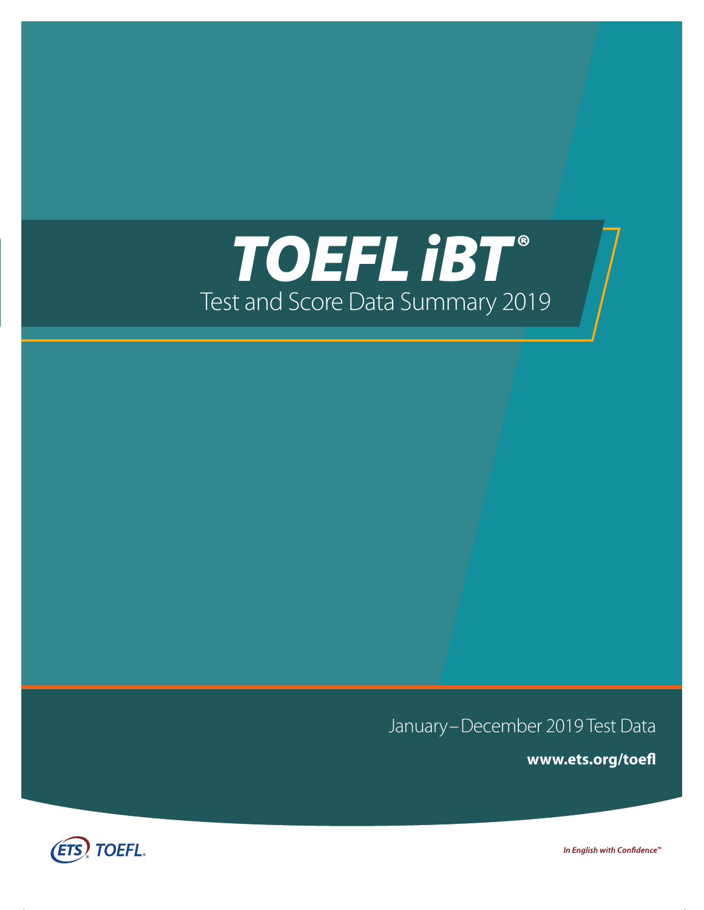# TOEFL iBT®

## Test and Score Data Summary 2019

January – December 2019 Test Data

**www.ets.org/toefl**

ETS TOEFL

*In English with Confidence™*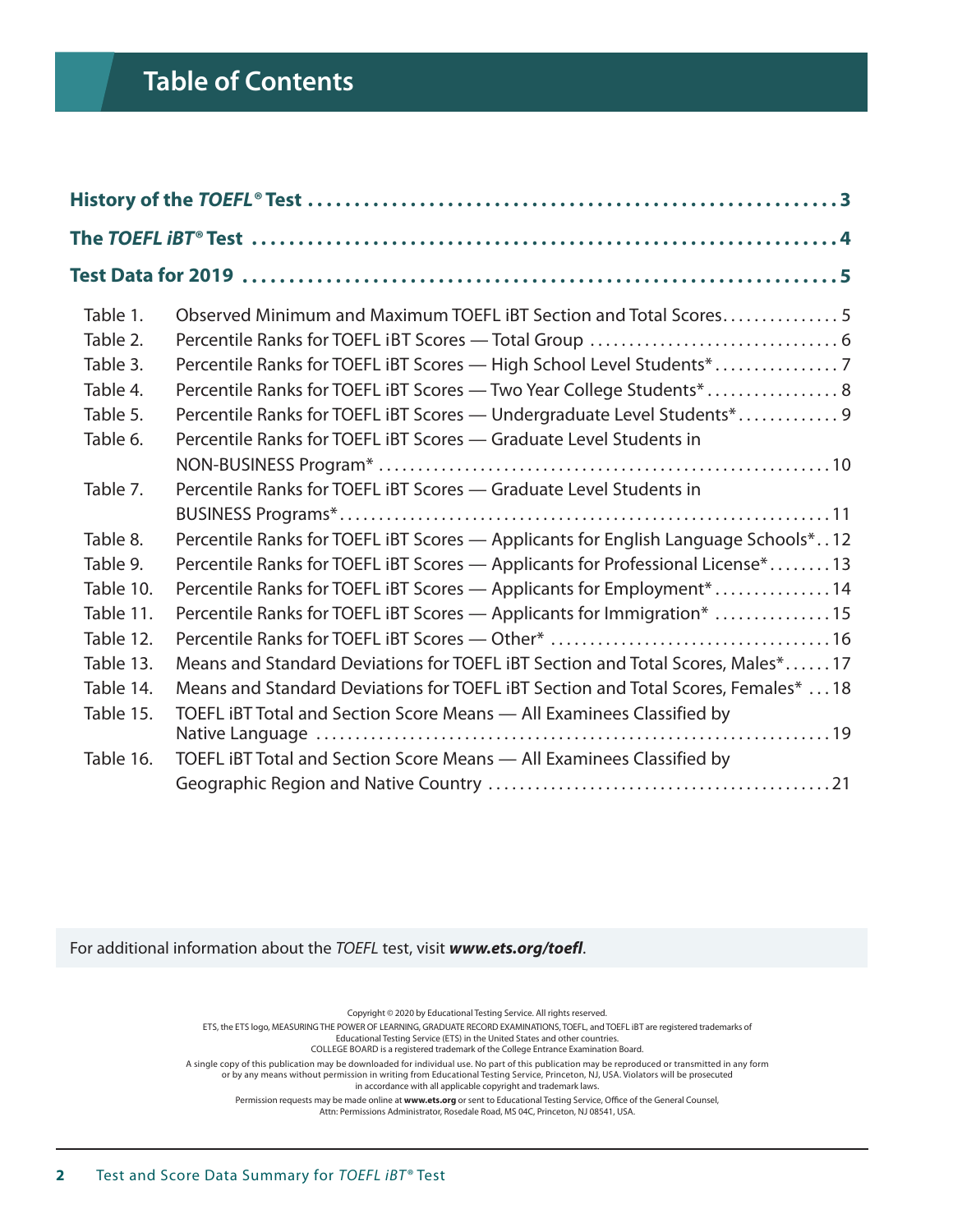# Table of Contents

| | | |
|---|---|---|
| **History of the *TOEFL*® Test** | | **3** |
| **The *TOEFL iBT*® Test** | | **4** |
| **Test Data for 2019** | | **5** |
| Table 1. | Observed Minimum and Maximum TOEFL iBT Section and Total Scores | 5 |
| Table 2. | Percentile Ranks for TOEFL iBT Scores — Total Group | 6 |
| Table 3. | Percentile Ranks for TOEFL iBT Scores — High School Level Students* | 7 |
| Table 4. | Percentile Ranks for TOEFL iBT Scores — Two Year College Students* | 8 |
| Table 5. | Percentile Ranks for TOEFL iBT Scores — Undergraduate Level Students* | 9 |
| Table 6. | Percentile Ranks for TOEFL iBT Scores — Graduate Level Students in NON-BUSINESS Program* | 10 |
| Table 7. | Percentile Ranks for TOEFL iBT Scores — Graduate Level Students in BUSINESS Programs* | 11 |
| Table 8. | Percentile Ranks for TOEFL iBT Scores — Applicants for English Language Schools* | 12 |
| Table 9. | Percentile Ranks for TOEFL iBT Scores — Applicants for Professional License* | 13 |
| Table 10. | Percentile Ranks for TOEFL iBT Scores — Applicants for Employment* | 14 |
| Table 11. | Percentile Ranks for TOEFL iBT Scores — Applicants for Immigration* | 15 |
| Table 12. | Percentile Ranks for TOEFL iBT Scores — Other* | 16 |
| Table 13. | Means and Standard Deviations for TOEFL iBT Section and Total Scores, Males* | 17 |
| Table 14. | Means and Standard Deviations for TOEFL iBT Section and Total Scores, Females* | 18 |
| Table 15. | TOEFL iBT Total and Section Score Means — All Examinees Classified by Native Language | 19 |
| Table 16. | TOEFL iBT Total and Section Score Means — All Examinees Classified by Geographic Region and Native Country | 21 |

For additional information about the *TOEFL* test, visit ***www.ets.org/toefl***.

Copyright © 2020 by Educational Testing Service. All rights reserved.
ETS, the ETS logo, MEASURING THE POWER OF LEARNING, GRADUATE RECORD EXAMINATIONS, TOEFL, and TOEFL iBT are registered trademarks of Educational Testing Service (ETS) in the United States and other countries.
COLLEGE BOARD is a registered trademark of the College Entrance Examination Board.

A single copy of this publication may be downloaded for individual use. No part of this publication may be reproduced or transmitted in any form or by any means without permission in writing from Educational Testing Service, Princeton, NJ, USA. Violators will be prosecuted in accordance with all applicable copyright and trademark laws.

Permission requests may be made online at **www.ets.org** or sent to Educational Testing Service, Office of the General Counsel, Attn: Permissions Administrator, Rosedale Road, MS 04C, Princeton, NJ 08541, USA.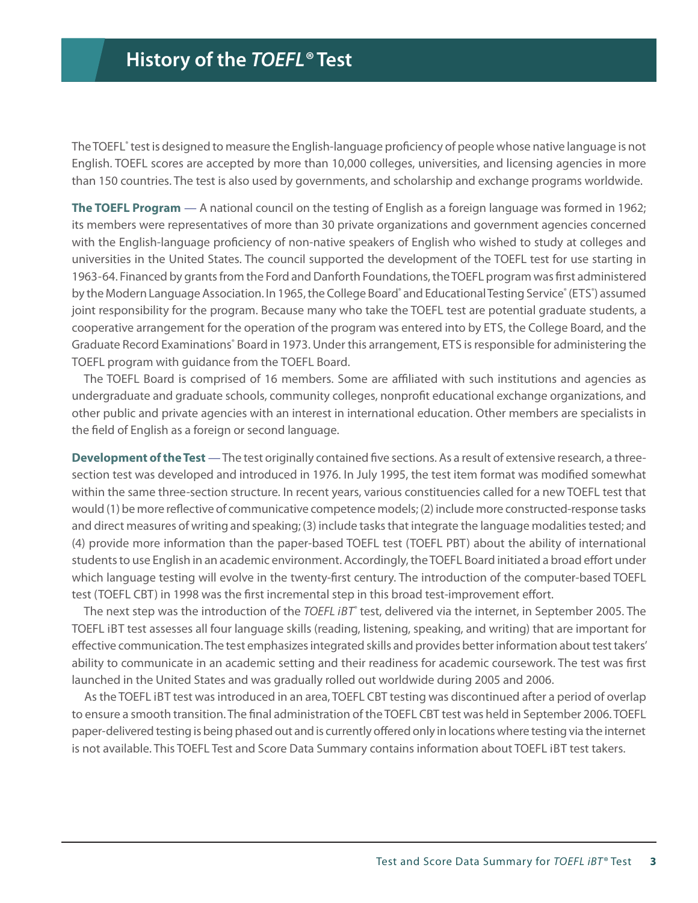# History of the *TOEFL®* Test

The TOEFL® test is designed to measure the English-language proficiency of people whose native language is not English. TOEFL scores are accepted by more than 10,000 colleges, universities, and licensing agencies in more than 150 countries. The test is also used by governments, and scholarship and exchange programs worldwide.

**The TOEFL Program** — A national council on the testing of English as a foreign language was formed in 1962; its members were representatives of more than 30 private organizations and government agencies concerned with the English-language proficiency of non-native speakers of English who wished to study at colleges and universities in the United States. The council supported the development of the TOEFL test for use starting in 1963-64. Financed by grants from the Ford and Danforth Foundations, the TOEFL program was first administered by the Modern Language Association. In 1965, the College Board® and Educational Testing Service® (ETS®) assumed joint responsibility for the program. Because many who take the TOEFL test are potential graduate students, a cooperative arrangement for the operation of the program was entered into by ETS, the College Board, and the Graduate Record Examinations® Board in 1973. Under this arrangement, ETS is responsible for administering the TOEFL program with guidance from the TOEFL Board.

The TOEFL Board is comprised of 16 members. Some are affiliated with such institutions and agencies as undergraduate and graduate schools, community colleges, nonprofit educational exchange organizations, and other public and private agencies with an interest in international education. Other members are specialists in the field of English as a foreign or second language.

**Development of the Test** — The test originally contained five sections. As a result of extensive research, a three-section test was developed and introduced in 1976. In July 1995, the test item format was modified somewhat within the same three-section structure. In recent years, various constituencies called for a new TOEFL test that would (1) be more reflective of communicative competence models; (2) include more constructed-response tasks and direct measures of writing and speaking; (3) include tasks that integrate the language modalities tested; and (4) provide more information than the paper-based TOEFL test (TOEFL PBT) about the ability of international students to use English in an academic environment. Accordingly, the TOEFL Board initiated a broad effort under which language testing will evolve in the twenty-first century. The introduction of the computer-based TOEFL test (TOEFL CBT) in 1998 was the first incremental step in this broad test-improvement effort.

The next step was the introduction of the *TOEFL iBT®* test, delivered via the internet, in September 2005. The TOEFL iBT test assesses all four language skills (reading, listening, speaking, and writing) that are important for effective communication. The test emphasizes integrated skills and provides better information about test takers' ability to communicate in an academic setting and their readiness for academic coursework. The test was first launched in the United States and was gradually rolled out worldwide during 2005 and 2006.

As the TOEFL iBT test was introduced in an area, TOEFL CBT testing was discontinued after a period of overlap to ensure a smooth transition. The final administration of the TOEFL CBT test was held in September 2006. TOEFL paper-delivered testing is being phased out and is currently offered only in locations where testing via the internet is not available. This TOEFL Test and Score Data Summary contains information about TOEFL iBT test takers.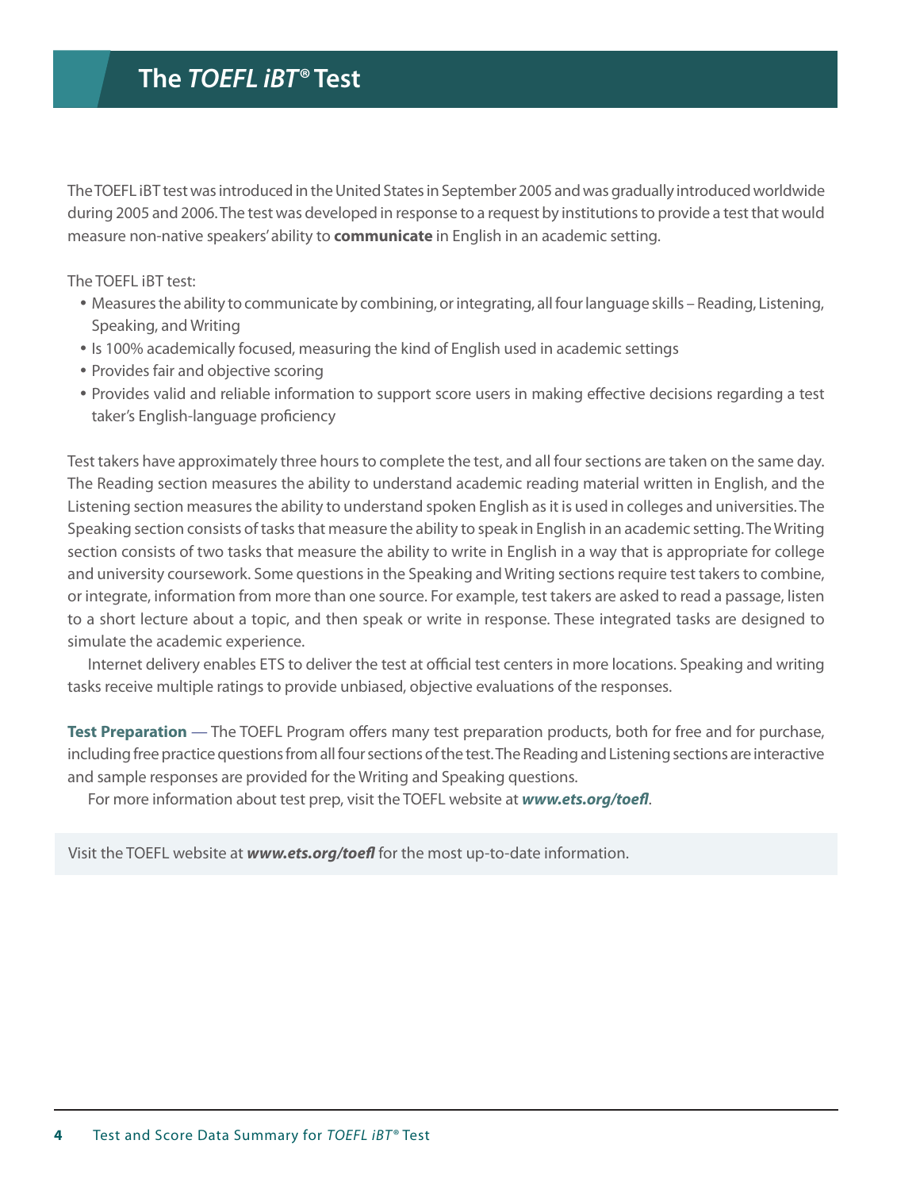# The *TOEFL iBT®* Test

The TOEFL iBT test was introduced in the United States in September 2005 and was gradually introduced worldwide during 2005 and 2006. The test was developed in response to a request by institutions to provide a test that would measure non-native speakers' ability to **communicate** in English in an academic setting.

The TOEFL iBT test:

- Measures the ability to communicate by combining, or integrating, all four language skills – Reading, Listening, Speaking, and Writing
- Is 100% academically focused, measuring the kind of English used in academic settings
- Provides fair and objective scoring
- Provides valid and reliable information to support score users in making effective decisions regarding a test taker's English-language proficiency

Test takers have approximately three hours to complete the test, and all four sections are taken on the same day. The Reading section measures the ability to understand academic reading material written in English, and the Listening section measures the ability to understand spoken English as it is used in colleges and universities. The Speaking section consists of tasks that measure the ability to speak in English in an academic setting. The Writing section consists of two tasks that measure the ability to write in English in a way that is appropriate for college and university coursework. Some questions in the Speaking and Writing sections require test takers to combine, or integrate, information from more than one source. For example, test takers are asked to read a passage, listen to a short lecture about a topic, and then speak or write in response. These integrated tasks are designed to simulate the academic experience.

Internet delivery enables ETS to deliver the test at official test centers in more locations. Speaking and writing tasks receive multiple ratings to provide unbiased, objective evaluations of the responses.

**Test Preparation** — The TOEFL Program offers many test preparation products, both for free and for purchase, including free practice questions from all four sections of the test. The Reading and Listening sections are interactive and sample responses are provided for the Writing and Speaking questions.

For more information about test prep, visit the TOEFL website at ***www.ets.org/toefl***.

Visit the TOEFL website at ***www.ets.org/toefl*** for the most up-to-date information.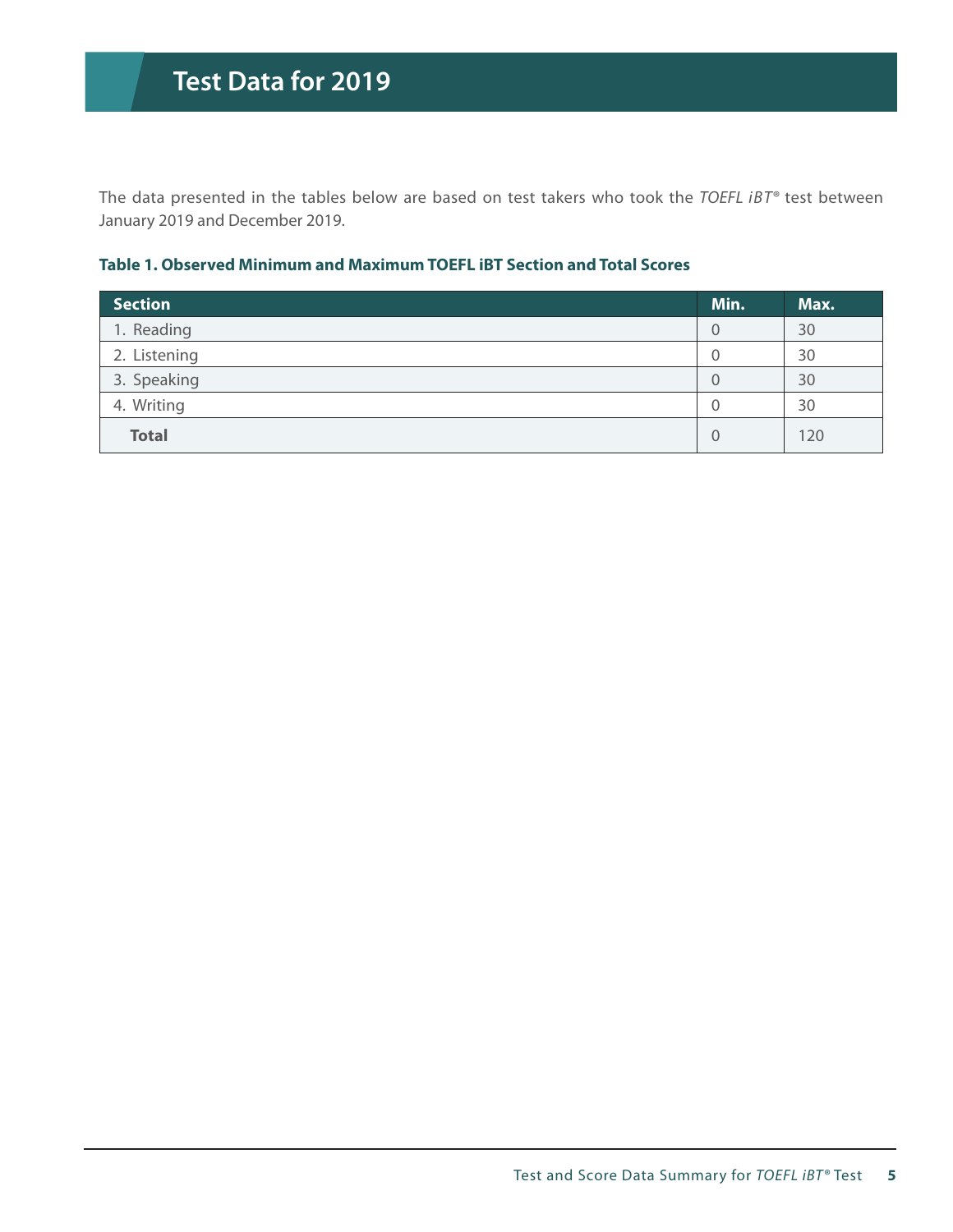# Test Data for 2019

The data presented in the tables below are based on test takers who took the *TOEFL iBT*® test between January 2019 and December 2019.

**Table 1. Observed Minimum and Maximum TOEFL iBT Section and Total Scores**

| Section | Min. | Max. |
|---|---|---|
| 1. Reading | 0 | 30 |
| 2. Listening | 0 | 30 |
| 3. Speaking | 0 | 30 |
| 4. Writing | 0 | 30 |
| **Total** | 0 | 120 |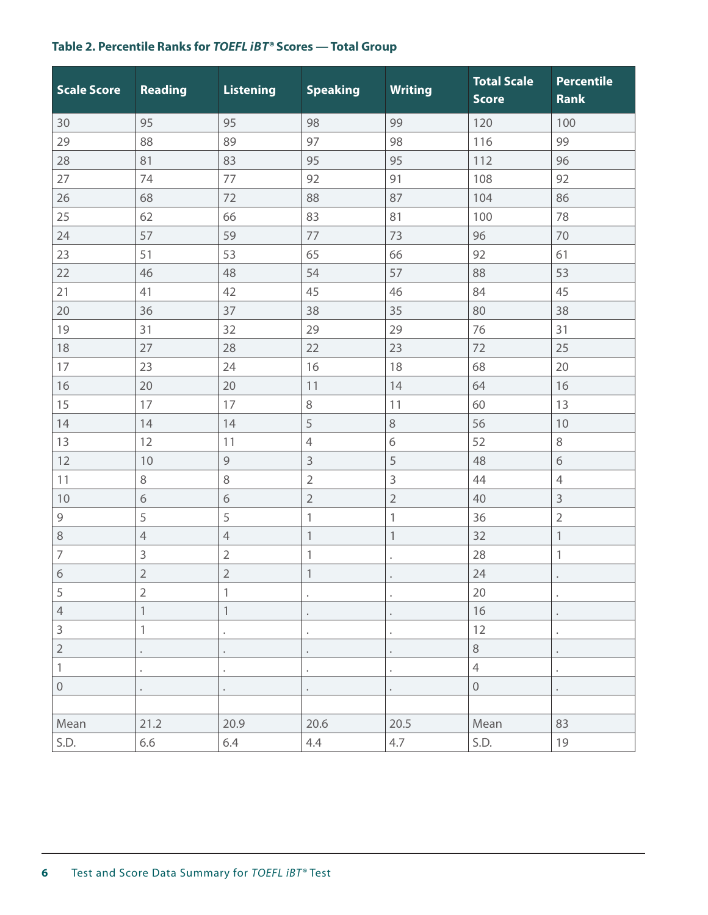**Table 2. Percentile Ranks for *TOEFL iBT*® Scores — Total Group**

| Scale Score | Reading | Listening | Speaking | Writing | Total Scale Score | Percentile Rank |
|---|---|---|---|---|---|---|
| 30 | 95 | 95 | 98 | 99 | 120 | 100 |
| 29 | 88 | 89 | 97 | 98 | 116 | 99 |
| 28 | 81 | 83 | 95 | 95 | 112 | 96 |
| 27 | 74 | 77 | 92 | 91 | 108 | 92 |
| 26 | 68 | 72 | 88 | 87 | 104 | 86 |
| 25 | 62 | 66 | 83 | 81 | 100 | 78 |
| 24 | 57 | 59 | 77 | 73 | 96 | 70 |
| 23 | 51 | 53 | 65 | 66 | 92 | 61 |
| 22 | 46 | 48 | 54 | 57 | 88 | 53 |
| 21 | 41 | 42 | 45 | 46 | 84 | 45 |
| 20 | 36 | 37 | 38 | 35 | 80 | 38 |
| 19 | 31 | 32 | 29 | 29 | 76 | 31 |
| 18 | 27 | 28 | 22 | 23 | 72 | 25 |
| 17 | 23 | 24 | 16 | 18 | 68 | 20 |
| 16 | 20 | 20 | 11 | 14 | 64 | 16 |
| 15 | 17 | 17 | 8 | 11 | 60 | 13 |
| 14 | 14 | 14 | 5 | 8 | 56 | 10 |
| 13 | 12 | 11 | 4 | 6 | 52 | 8 |
| 12 | 10 | 9 | 3 | 5 | 48 | 6 |
| 11 | 8 | 8 | 2 | 3 | 44 | 4 |
| 10 | 6 | 6 | 2 | 2 | 40 | 3 |
| 9 | 5 | 5 | 1 | 1 | 36 | 2 |
| 8 | 4 | 4 | 1 | 1 | 32 | 1 |
| 7 | 3 | 2 | 1 | . | 28 | 1 |
| 6 | 2 | 2 | 1 | . | 24 | . |
| 5 | 2 | 1 | . | . | 20 | . |
| 4 | 1 | 1 | . | . | 16 | . |
| 3 | 1 | . | . | . | 12 | . |
| 2 | . | . | . | . | 8 | . |
| 1 | . | . | . | . | 4 | . |
| 0 | . | . | . | . | 0 | . |
| | | | | | | |
| Mean | 21.2 | 20.9 | 20.6 | 20.5 | Mean | 83 |
| S.D. | 6.6 | 6.4 | 4.4 | 4.7 | S.D. | 19 |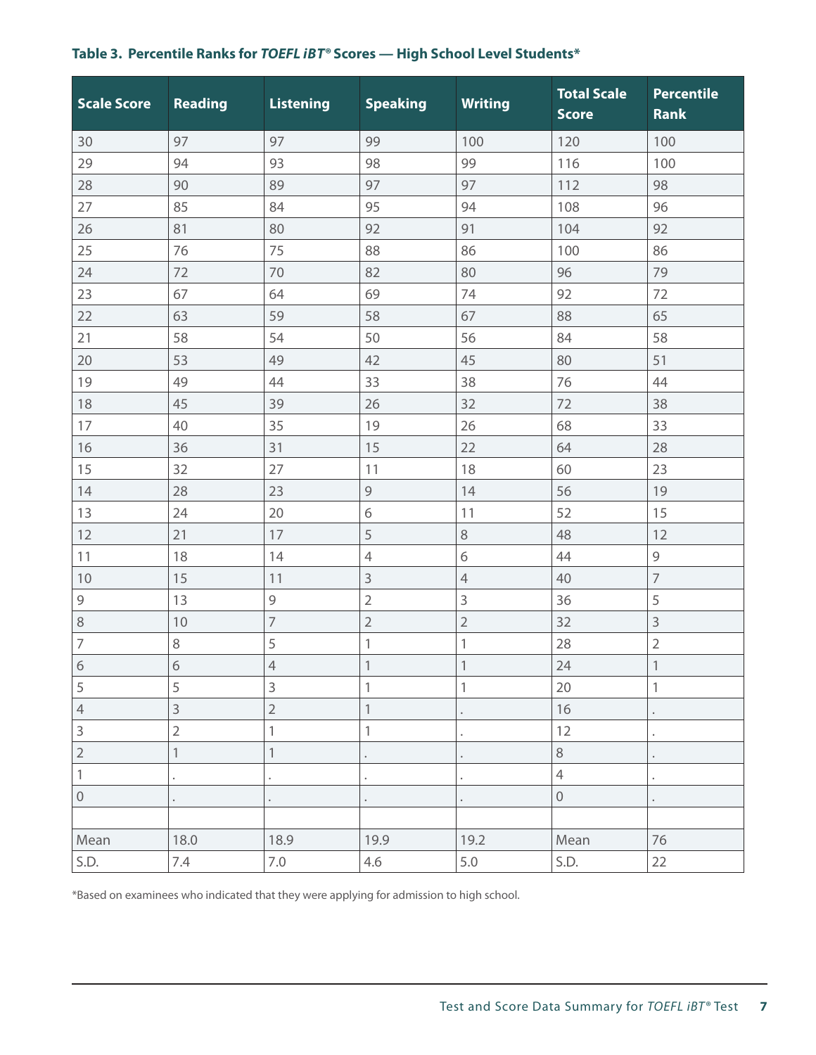**Table 3. Percentile Ranks for *TOEFL iBT*® Scores — High School Level Students***

| Scale Score | Reading | Listening | Speaking | Writing | Total Scale Score | Percentile Rank |
|---|---|---|---|---|---|---|
| 30 | 97 | 97 | 99 | 100 | 120 | 100 |
| 29 | 94 | 93 | 98 | 99 | 116 | 100 |
| 28 | 90 | 89 | 97 | 97 | 112 | 98 |
| 27 | 85 | 84 | 95 | 94 | 108 | 96 |
| 26 | 81 | 80 | 92 | 91 | 104 | 92 |
| 25 | 76 | 75 | 88 | 86 | 100 | 86 |
| 24 | 72 | 70 | 82 | 80 | 96 | 79 |
| 23 | 67 | 64 | 69 | 74 | 92 | 72 |
| 22 | 63 | 59 | 58 | 67 | 88 | 65 |
| 21 | 58 | 54 | 50 | 56 | 84 | 58 |
| 20 | 53 | 49 | 42 | 45 | 80 | 51 |
| 19 | 49 | 44 | 33 | 38 | 76 | 44 |
| 18 | 45 | 39 | 26 | 32 | 72 | 38 |
| 17 | 40 | 35 | 19 | 26 | 68 | 33 |
| 16 | 36 | 31 | 15 | 22 | 64 | 28 |
| 15 | 32 | 27 | 11 | 18 | 60 | 23 |
| 14 | 28 | 23 | 9 | 14 | 56 | 19 |
| 13 | 24 | 20 | 6 | 11 | 52 | 15 |
| 12 | 21 | 17 | 5 | 8 | 48 | 12 |
| 11 | 18 | 14 | 4 | 6 | 44 | 9 |
| 10 | 15 | 11 | 3 | 4 | 40 | 7 |
| 9 | 13 | 9 | 2 | 3 | 36 | 5 |
| 8 | 10 | 7 | 2 | 2 | 32 | 3 |
| 7 | 8 | 5 | 1 | 1 | 28 | 2 |
| 6 | 6 | 4 | 1 | 1 | 24 | 1 |
| 5 | 5 | 3 | 1 | 1 | 20 | 1 |
| 4 | 3 | 2 | 1 | . | 16 | . |
| 3 | 2 | 1 | 1 | . | 12 | . |
| 2 | 1 | 1 | . | . | 8 | . |
| 1 | . | . | . | . | 4 | . |
| 0 | . | . | . | . | 0 | . |
| | | | | | | |
| Mean | 18.0 | 18.9 | 19.9 | 19.2 | Mean | 76 |
| S.D. | 7.4 | 7.0 | 4.6 | 5.0 | S.D. | 22 |

*Based on examinees who indicated that they were applying for admission to high school.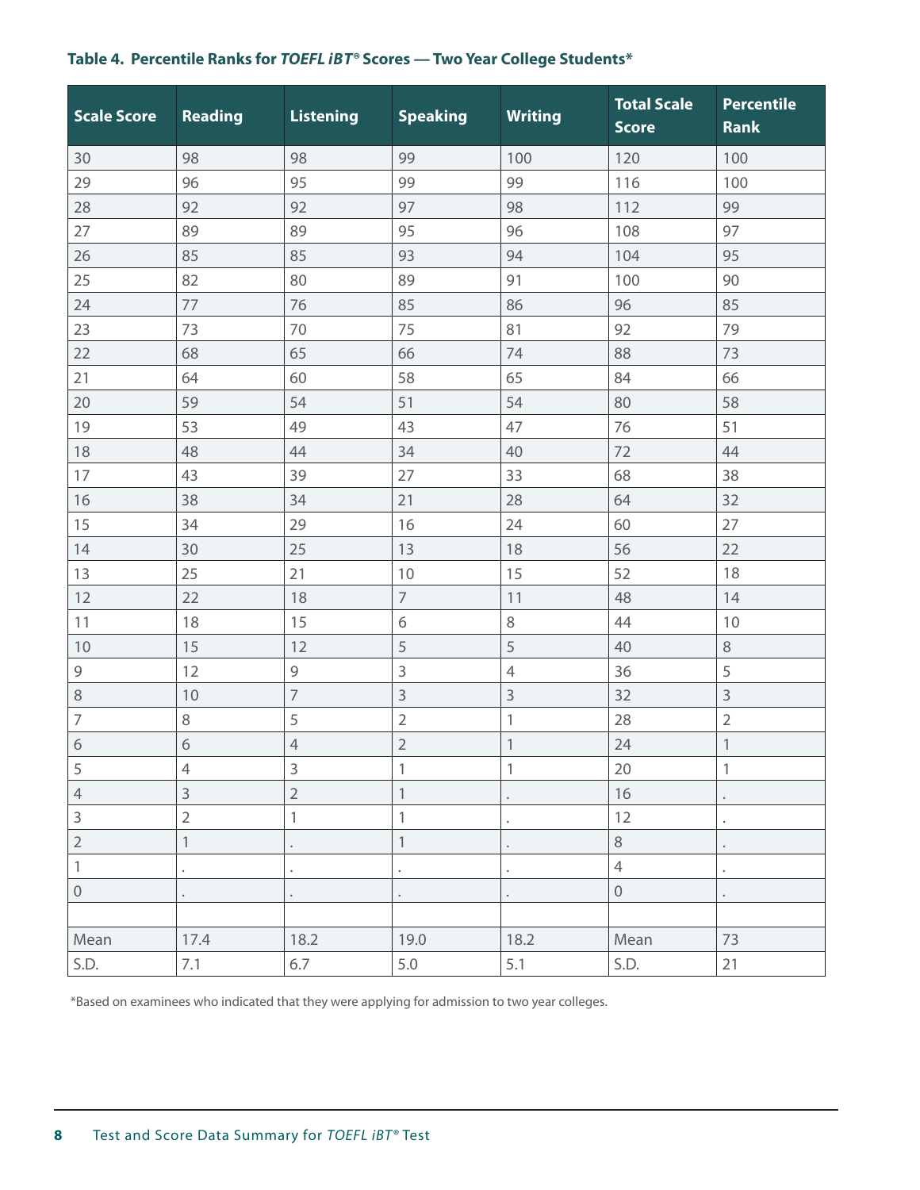**Table 4. Percentile Ranks for *TOEFL iBT®* Scores — Two Year College Students***

| Scale Score | Reading | Listening | Speaking | Writing | Total Scale Score | Percentile Rank |
|---|---|---|---|---|---|---|
| 30 | 98 | 98 | 99 | 100 | 120 | 100 |
| 29 | 96 | 95 | 99 | 99 | 116 | 100 |
| 28 | 92 | 92 | 97 | 98 | 112 | 99 |
| 27 | 89 | 89 | 95 | 96 | 108 | 97 |
| 26 | 85 | 85 | 93 | 94 | 104 | 95 |
| 25 | 82 | 80 | 89 | 91 | 100 | 90 |
| 24 | 77 | 76 | 85 | 86 | 96 | 85 |
| 23 | 73 | 70 | 75 | 81 | 92 | 79 |
| 22 | 68 | 65 | 66 | 74 | 88 | 73 |
| 21 | 64 | 60 | 58 | 65 | 84 | 66 |
| 20 | 59 | 54 | 51 | 54 | 80 | 58 |
| 19 | 53 | 49 | 43 | 47 | 76 | 51 |
| 18 | 48 | 44 | 34 | 40 | 72 | 44 |
| 17 | 43 | 39 | 27 | 33 | 68 | 38 |
| 16 | 38 | 34 | 21 | 28 | 64 | 32 |
| 15 | 34 | 29 | 16 | 24 | 60 | 27 |
| 14 | 30 | 25 | 13 | 18 | 56 | 22 |
| 13 | 25 | 21 | 10 | 15 | 52 | 18 |
| 12 | 22 | 18 | 7 | 11 | 48 | 14 |
| 11 | 18 | 15 | 6 | 8 | 44 | 10 |
| 10 | 15 | 12 | 5 | 5 | 40 | 8 |
| 9 | 12 | 9 | 3 | 4 | 36 | 5 |
| 8 | 10 | 7 | 3 | 3 | 32 | 3 |
| 7 | 8 | 5 | 2 | 1 | 28 | 2 |
| 6 | 6 | 4 | 2 | 1 | 24 | 1 |
| 5 | 4 | 3 | 1 | 1 | 20 | 1 |
| 4 | 3 | 2 | 1 | . | 16 | . |
| 3 | 2 | 1 | 1 | . | 12 | . |
| 2 | 1 | . | 1 | . | 8 | . |
| 1 | . | . | . | . | 4 | . |
| 0 | . | . | . | . | 0 | . |
| | | | | | | |
| Mean | 17.4 | 18.2 | 19.0 | 18.2 | Mean | 73 |
| S.D. | 7.1 | 6.7 | 5.0 | 5.1 | S.D. | 21 |

*Based on examinees who indicated that they were applying for admission to two year colleges.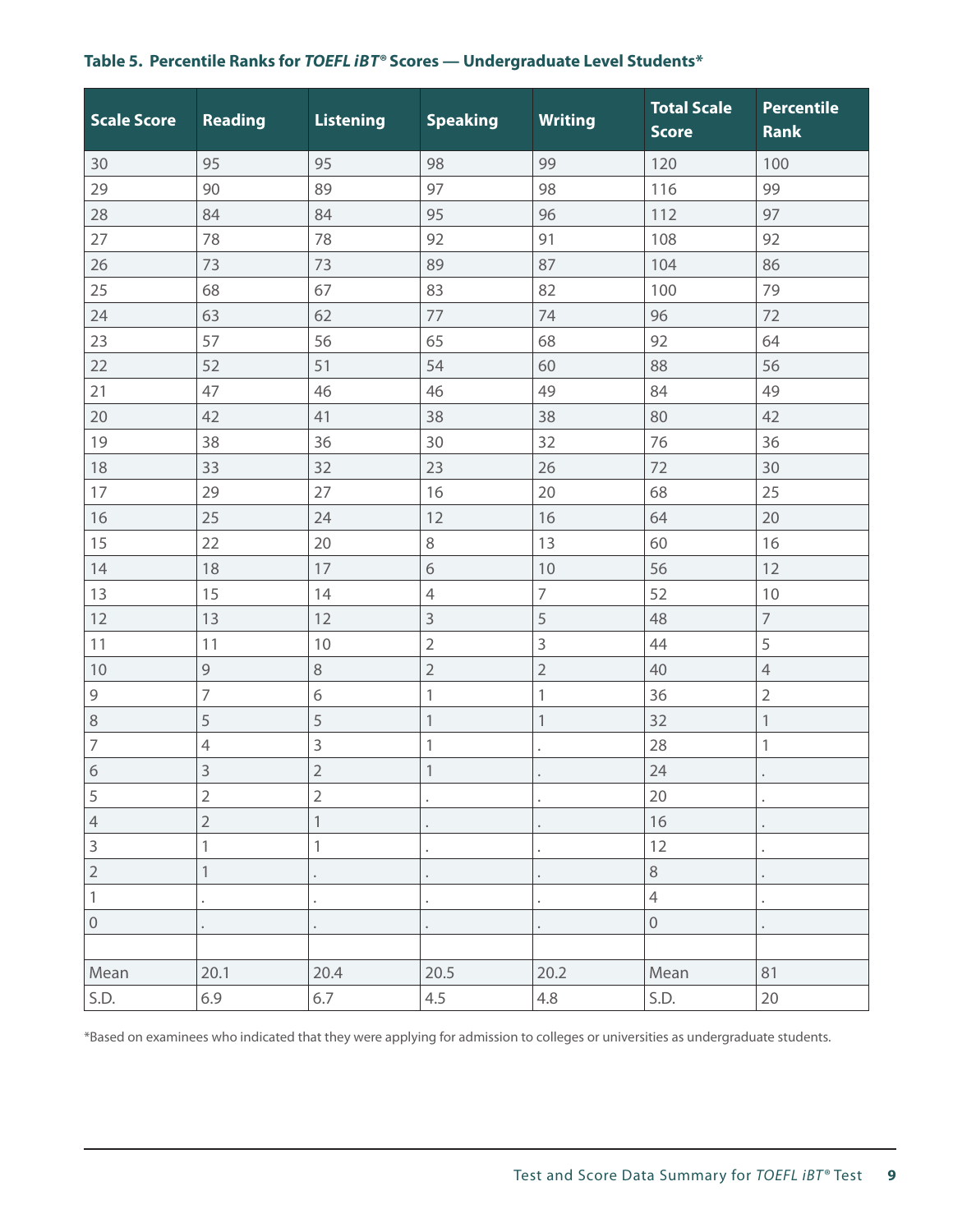**Table 5. Percentile Ranks for *TOEFL iBT®* Scores — Undergraduate Level Students***

| Scale Score | Reading | Listening | Speaking | Writing | Total Scale Score | Percentile Rank |
|---|---|---|---|---|---|---|
| 30 | 95 | 95 | 98 | 99 | 120 | 100 |
| 29 | 90 | 89 | 97 | 98 | 116 | 99 |
| 28 | 84 | 84 | 95 | 96 | 112 | 97 |
| 27 | 78 | 78 | 92 | 91 | 108 | 92 |
| 26 | 73 | 73 | 89 | 87 | 104 | 86 |
| 25 | 68 | 67 | 83 | 82 | 100 | 79 |
| 24 | 63 | 62 | 77 | 74 | 96 | 72 |
| 23 | 57 | 56 | 65 | 68 | 92 | 64 |
| 22 | 52 | 51 | 54 | 60 | 88 | 56 |
| 21 | 47 | 46 | 46 | 49 | 84 | 49 |
| 20 | 42 | 41 | 38 | 38 | 80 | 42 |
| 19 | 38 | 36 | 30 | 32 | 76 | 36 |
| 18 | 33 | 32 | 23 | 26 | 72 | 30 |
| 17 | 29 | 27 | 16 | 20 | 68 | 25 |
| 16 | 25 | 24 | 12 | 16 | 64 | 20 |
| 15 | 22 | 20 | 8 | 13 | 60 | 16 |
| 14 | 18 | 17 | 6 | 10 | 56 | 12 |
| 13 | 15 | 14 | 4 | 7 | 52 | 10 |
| 12 | 13 | 12 | 3 | 5 | 48 | 7 |
| 11 | 11 | 10 | 2 | 3 | 44 | 5 |
| 10 | 9 | 8 | 2 | 2 | 40 | 4 |
| 9 | 7 | 6 | 1 | 1 | 36 | 2 |
| 8 | 5 | 5 | 1 | 1 | 32 | 1 |
| 7 | 4 | 3 | 1 | . | 28 | 1 |
| 6 | 3 | 2 | 1 | . | 24 | . |
| 5 | 2 | 2 | . | . | 20 | . |
| 4 | 2 | 1 | . | . | 16 | . |
| 3 | 1 | 1 | . | . | 12 | . |
| 2 | 1 | . | . | . | 8 | . |
| 1 | . | . | . | . | 4 | . |
| 0 | . | . | . | . | 0 | . |
| | | | | | | |
| Mean | 20.1 | 20.4 | 20.5 | 20.2 | Mean | 81 |
| S.D. | 6.9 | 6.7 | 4.5 | 4.8 | S.D. | 20 |

*Based on examinees who indicated that they were applying for admission to colleges or universities as undergraduate students.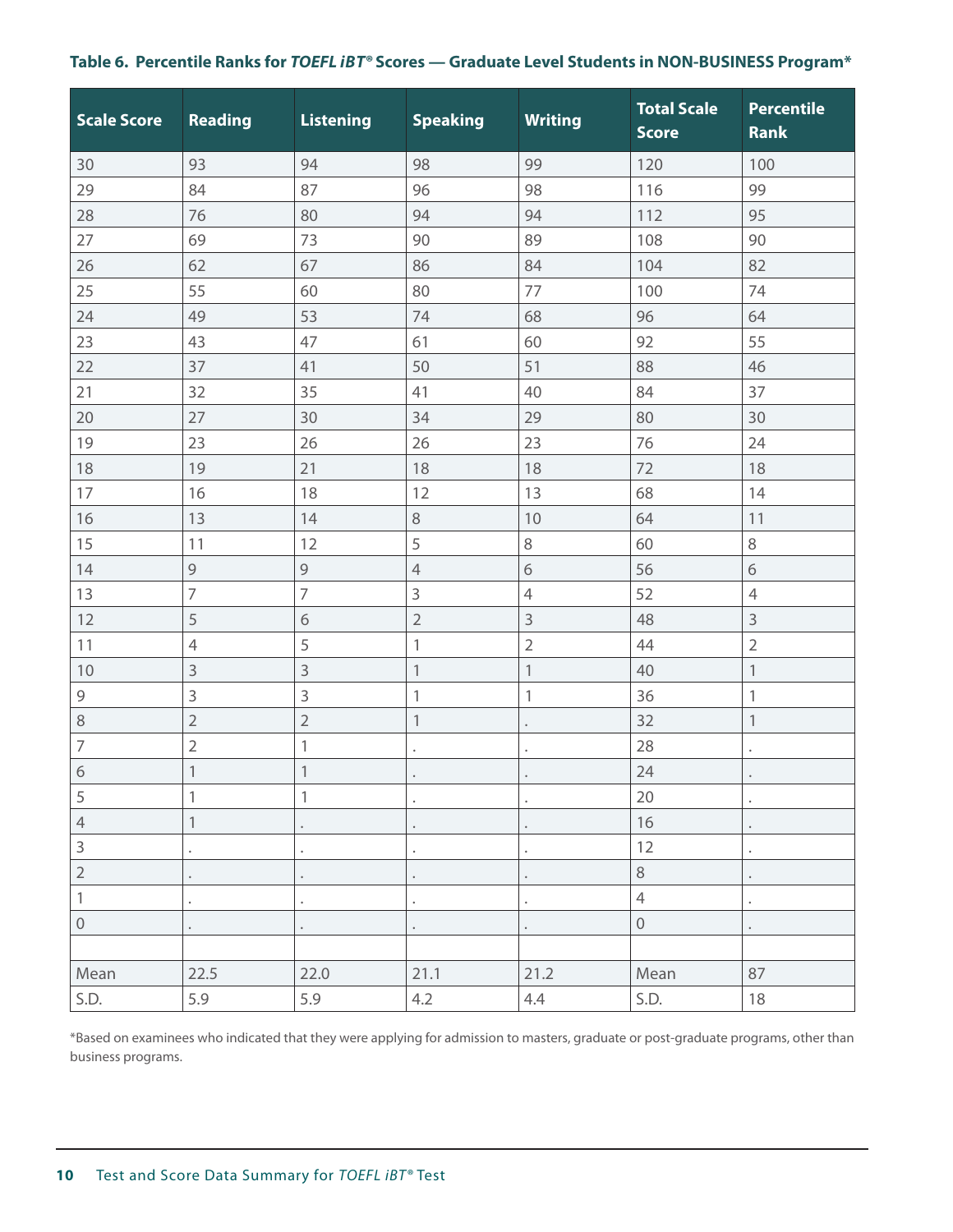**Table 6. Percentile Ranks for *TOEFL iBT*® Scores — Graduate Level Students in NON-BUSINESS Program***

| Scale Score | Reading | Listening | Speaking | Writing | Total Scale Score | Percentile Rank |
|---|---|---|---|---|---|---|
| 30 | 93 | 94 | 98 | 99 | 120 | 100 |
| 29 | 84 | 87 | 96 | 98 | 116 | 99 |
| 28 | 76 | 80 | 94 | 94 | 112 | 95 |
| 27 | 69 | 73 | 90 | 89 | 108 | 90 |
| 26 | 62 | 67 | 86 | 84 | 104 | 82 |
| 25 | 55 | 60 | 80 | 77 | 100 | 74 |
| 24 | 49 | 53 | 74 | 68 | 96 | 64 |
| 23 | 43 | 47 | 61 | 60 | 92 | 55 |
| 22 | 37 | 41 | 50 | 51 | 88 | 46 |
| 21 | 32 | 35 | 41 | 40 | 84 | 37 |
| 20 | 27 | 30 | 34 | 29 | 80 | 30 |
| 19 | 23 | 26 | 26 | 23 | 76 | 24 |
| 18 | 19 | 21 | 18 | 18 | 72 | 18 |
| 17 | 16 | 18 | 12 | 13 | 68 | 14 |
| 16 | 13 | 14 | 8 | 10 | 64 | 11 |
| 15 | 11 | 12 | 5 | 8 | 60 | 8 |
| 14 | 9 | 9 | 4 | 6 | 56 | 6 |
| 13 | 7 | 7 | 3 | 4 | 52 | 4 |
| 12 | 5 | 6 | 2 | 3 | 48 | 3 |
| 11 | 4 | 5 | 1 | 2 | 44 | 2 |
| 10 | 3 | 3 | 1 | 1 | 40 | 1 |
| 9 | 3 | 3 | 1 | 1 | 36 | 1 |
| 8 | 2 | 2 | 1 | . | 32 | 1 |
| 7 | 2 | 1 | . | . | 28 | . |
| 6 | 1 | 1 | . | . | 24 | . |
| 5 | 1 | 1 | . | . | 20 | . |
| 4 | 1 | . | . | . | 16 | . |
| 3 | . | . | . | . | 12 | . |
| 2 | . | . | . | . | 8 | . |
| 1 | . | . | . | . | 4 | . |
| 0 | . | . | . | . | 0 | . |
| | | | | | | |
| Mean | 22.5 | 22.0 | 21.1 | 21.2 | Mean | 87 |
| S.D. | 5.9 | 5.9 | 4.2 | 4.4 | S.D. | 18 |

*Based on examinees who indicated that they were applying for admission to masters, graduate or post-graduate programs, other than business programs.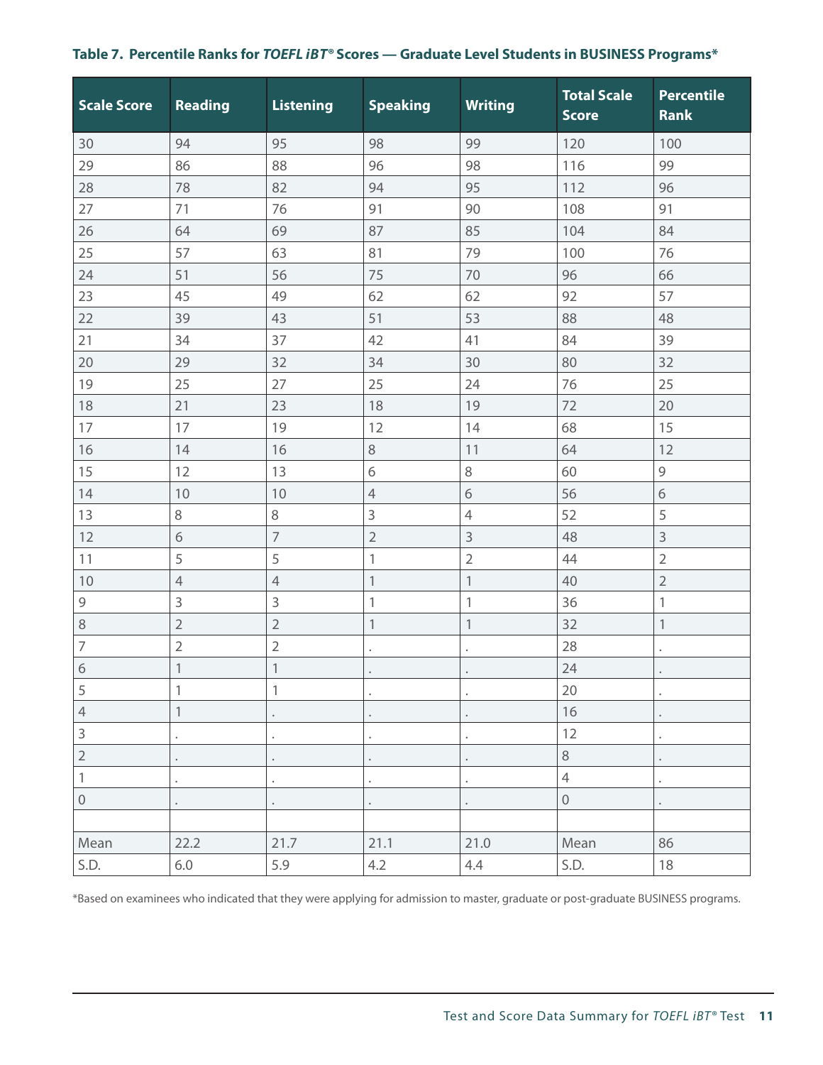**Table 7. Percentile Ranks for *TOEFL iBT*® Scores — Graduate Level Students in BUSINESS Programs***

| Scale Score | Reading | Listening | Speaking | Writing | Total Scale Score | Percentile Rank |
|---|---|---|---|---|---|---|
| 30 | 94 | 95 | 98 | 99 | 120 | 100 |
| 29 | 86 | 88 | 96 | 98 | 116 | 99 |
| 28 | 78 | 82 | 94 | 95 | 112 | 96 |
| 27 | 71 | 76 | 91 | 90 | 108 | 91 |
| 26 | 64 | 69 | 87 | 85 | 104 | 84 |
| 25 | 57 | 63 | 81 | 79 | 100 | 76 |
| 24 | 51 | 56 | 75 | 70 | 96 | 66 |
| 23 | 45 | 49 | 62 | 62 | 92 | 57 |
| 22 | 39 | 43 | 51 | 53 | 88 | 48 |
| 21 | 34 | 37 | 42 | 41 | 84 | 39 |
| 20 | 29 | 32 | 34 | 30 | 80 | 32 |
| 19 | 25 | 27 | 25 | 24 | 76 | 25 |
| 18 | 21 | 23 | 18 | 19 | 72 | 20 |
| 17 | 17 | 19 | 12 | 14 | 68 | 15 |
| 16 | 14 | 16 | 8 | 11 | 64 | 12 |
| 15 | 12 | 13 | 6 | 8 | 60 | 9 |
| 14 | 10 | 10 | 4 | 6 | 56 | 6 |
| 13 | 8 | 8 | 3 | 4 | 52 | 5 |
| 12 | 6 | 7 | 2 | 3 | 48 | 3 |
| 11 | 5 | 5 | 1 | 2 | 44 | 2 |
| 10 | 4 | 4 | 1 | 1 | 40 | 2 |
| 9 | 3 | 3 | 1 | 1 | 36 | 1 |
| 8 | 2 | 2 | 1 | 1 | 32 | 1 |
| 7 | 2 | 2 | . | . | 28 | . |
| 6 | 1 | 1 | . | . | 24 | . |
| 5 | 1 | 1 | . | . | 20 | . |
| 4 | 1 | . | . | . | 16 | . |
| 3 | . | . | . | . | 12 | . |
| 2 | . | . | . | . | 8 | . |
| 1 | . | . | . | . | 4 | . |
| 0 | . | . | . | . | 0 | . |
| | | | | | | |
| Mean | 22.2 | 21.7 | 21.1 | 21.0 | Mean | 86 |
| S.D. | 6.0 | 5.9 | 4.2 | 4.4 | S.D. | 18 |

*Based on examinees who indicated that they were applying for admission to master, graduate or post-graduate BUSINESS programs.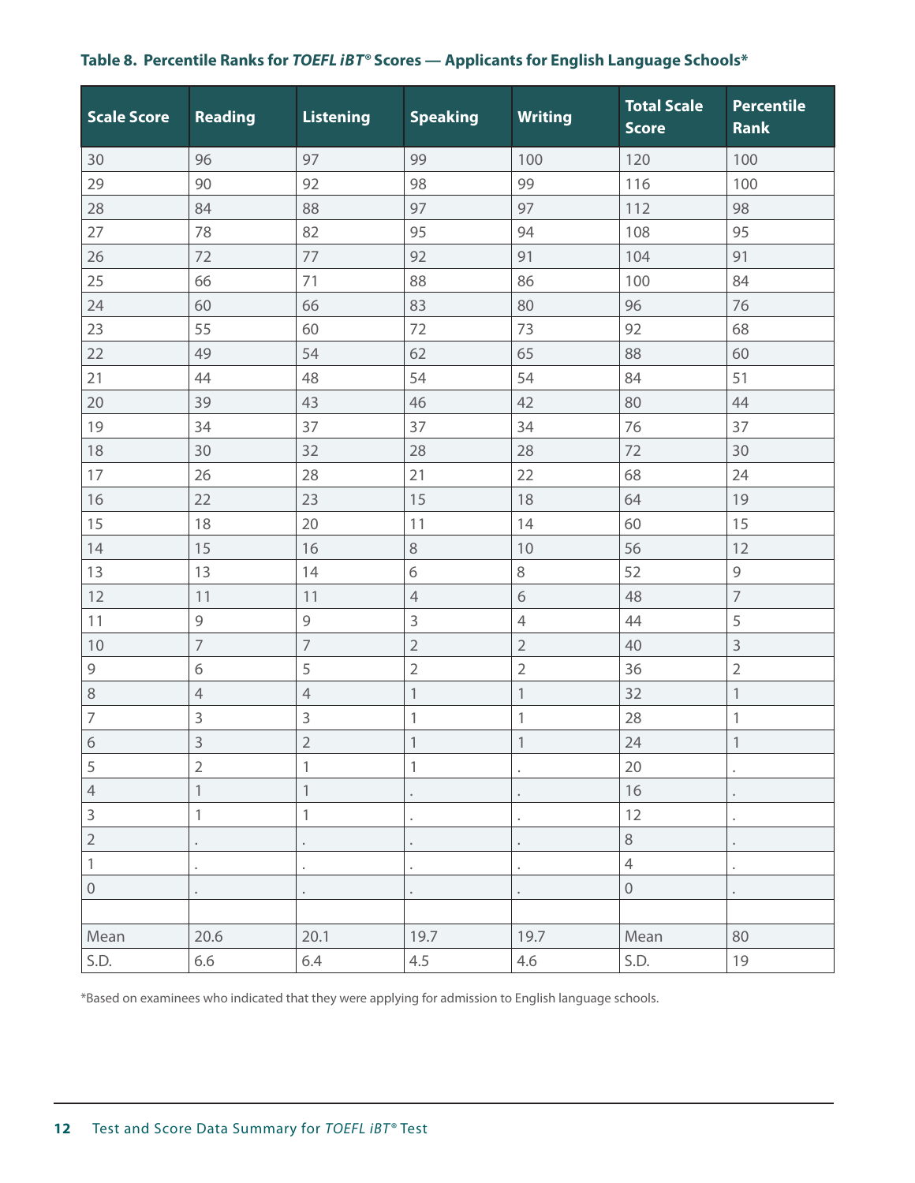**Table 8. Percentile Ranks for *TOEFL iBT®* Scores — Applicants for English Language Schools***

| Scale Score | Reading | Listening | Speaking | Writing | Total Scale Score | Percentile Rank |
|---|---|---|---|---|---|---|
| 30 | 96 | 97 | 99 | 100 | 120 | 100 |
| 29 | 90 | 92 | 98 | 99 | 116 | 100 |
| 28 | 84 | 88 | 97 | 97 | 112 | 98 |
| 27 | 78 | 82 | 95 | 94 | 108 | 95 |
| 26 | 72 | 77 | 92 | 91 | 104 | 91 |
| 25 | 66 | 71 | 88 | 86 | 100 | 84 |
| 24 | 60 | 66 | 83 | 80 | 96 | 76 |
| 23 | 55 | 60 | 72 | 73 | 92 | 68 |
| 22 | 49 | 54 | 62 | 65 | 88 | 60 |
| 21 | 44 | 48 | 54 | 54 | 84 | 51 |
| 20 | 39 | 43 | 46 | 42 | 80 | 44 |
| 19 | 34 | 37 | 37 | 34 | 76 | 37 |
| 18 | 30 | 32 | 28 | 28 | 72 | 30 |
| 17 | 26 | 28 | 21 | 22 | 68 | 24 |
| 16 | 22 | 23 | 15 | 18 | 64 | 19 |
| 15 | 18 | 20 | 11 | 14 | 60 | 15 |
| 14 | 15 | 16 | 8 | 10 | 56 | 12 |
| 13 | 13 | 14 | 6 | 8 | 52 | 9 |
| 12 | 11 | 11 | 4 | 6 | 48 | 7 |
| 11 | 9 | 9 | 3 | 4 | 44 | 5 |
| 10 | 7 | 7 | 2 | 2 | 40 | 3 |
| 9 | 6 | 5 | 2 | 2 | 36 | 2 |
| 8 | 4 | 4 | 1 | 1 | 32 | 1 |
| 7 | 3 | 3 | 1 | 1 | 28 | 1 |
| 6 | 3 | 2 | 1 | 1 | 24 | 1 |
| 5 | 2 | 1 | 1 | . | 20 | . |
| 4 | 1 | 1 | . | . | 16 | . |
| 3 | 1 | 1 | . | . | 12 | . |
| 2 | . | . | . | . | 8 | . |
| 1 | . | . | . | . | 4 | . |
| 0 | . | . | . | . | 0 | . |
| | | | | | | |
| Mean | 20.6 | 20.1 | 19.7 | 19.7 | Mean | 80 |
| S.D. | 6.6 | 6.4 | 4.5 | 4.6 | S.D. | 19 |

*Based on examinees who indicated that they were applying for admission to English language schools.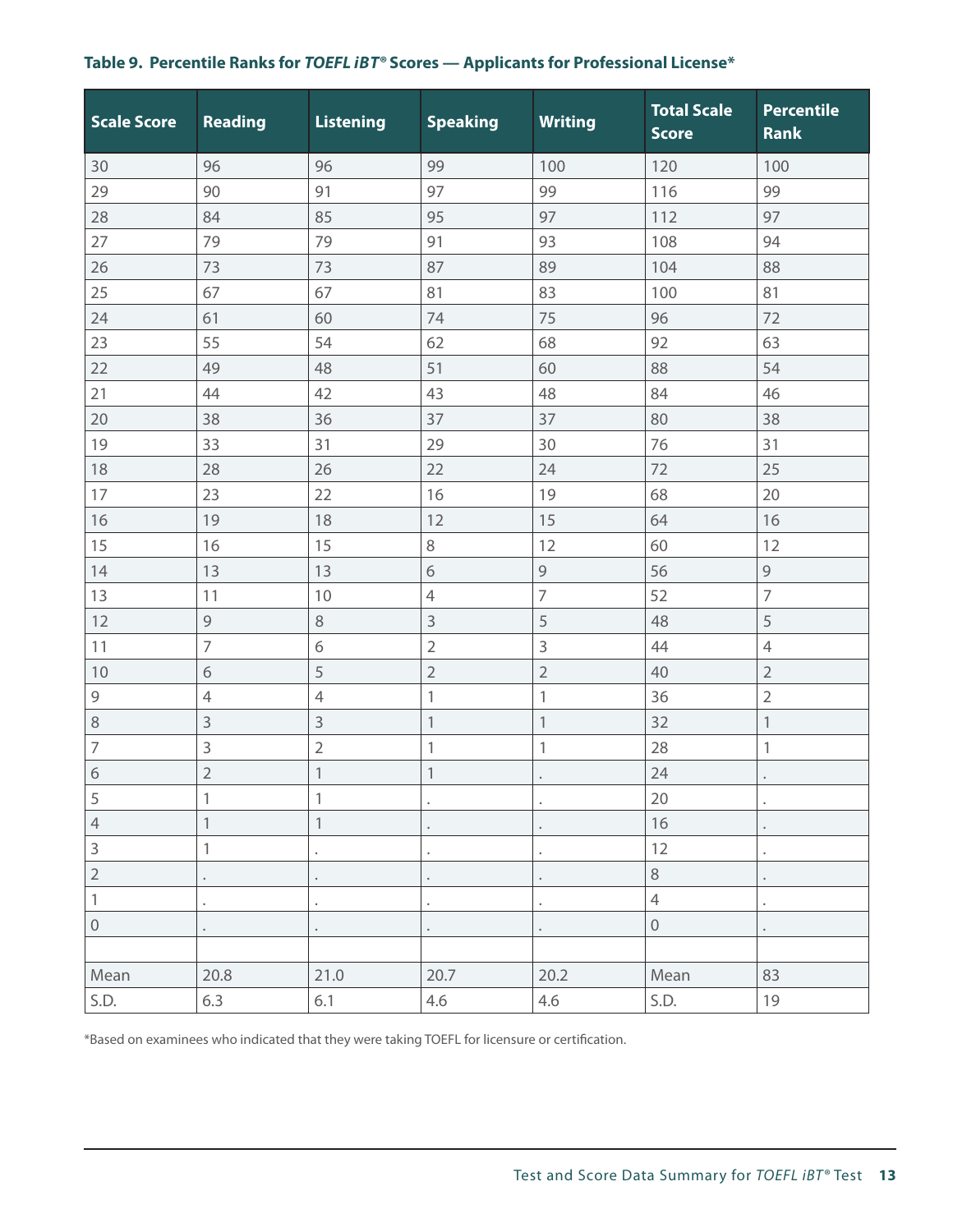**Table 9. Percentile Ranks for *TOEFL iBT*® Scores — Applicants for Professional License***

| Scale Score | Reading | Listening | Speaking | Writing | Total Scale Score | Percentile Rank |
|---|---|---|---|---|---|---|
| 30 | 96 | 96 | 99 | 100 | 120 | 100 |
| 29 | 90 | 91 | 97 | 99 | 116 | 99 |
| 28 | 84 | 85 | 95 | 97 | 112 | 97 |
| 27 | 79 | 79 | 91 | 93 | 108 | 94 |
| 26 | 73 | 73 | 87 | 89 | 104 | 88 |
| 25 | 67 | 67 | 81 | 83 | 100 | 81 |
| 24 | 61 | 60 | 74 | 75 | 96 | 72 |
| 23 | 55 | 54 | 62 | 68 | 92 | 63 |
| 22 | 49 | 48 | 51 | 60 | 88 | 54 |
| 21 | 44 | 42 | 43 | 48 | 84 | 46 |
| 20 | 38 | 36 | 37 | 37 | 80 | 38 |
| 19 | 33 | 31 | 29 | 30 | 76 | 31 |
| 18 | 28 | 26 | 22 | 24 | 72 | 25 |
| 17 | 23 | 22 | 16 | 19 | 68 | 20 |
| 16 | 19 | 18 | 12 | 15 | 64 | 16 |
| 15 | 16 | 15 | 8 | 12 | 60 | 12 |
| 14 | 13 | 13 | 6 | 9 | 56 | 9 |
| 13 | 11 | 10 | 4 | 7 | 52 | 7 |
| 12 | 9 | 8 | 3 | 5 | 48 | 5 |
| 11 | 7 | 6 | 2 | 3 | 44 | 4 |
| 10 | 6 | 5 | 2 | 2 | 40 | 2 |
| 9 | 4 | 4 | 1 | 1 | 36 | 2 |
| 8 | 3 | 3 | 1 | 1 | 32 | 1 |
| 7 | 3 | 2 | 1 | 1 | 28 | 1 |
| 6 | 2 | 1 | 1 | . | 24 | . |
| 5 | 1 | 1 | . | . | 20 | . |
| 4 | 1 | 1 | . | . | 16 | . |
| 3 | 1 | . | . | . | 12 | . |
| 2 | . | . | . | . | 8 | . |
| 1 | . | . | . | . | 4 | . |
| 0 | . | . | . | . | 0 | . |
| | | | | | | |
| Mean | 20.8 | 21.0 | 20.7 | 20.2 | Mean | 83 |
| S.D. | 6.3 | 6.1 | 4.6 | 4.6 | S.D. | 19 |

*Based on examinees who indicated that they were taking TOEFL for licensure or certification.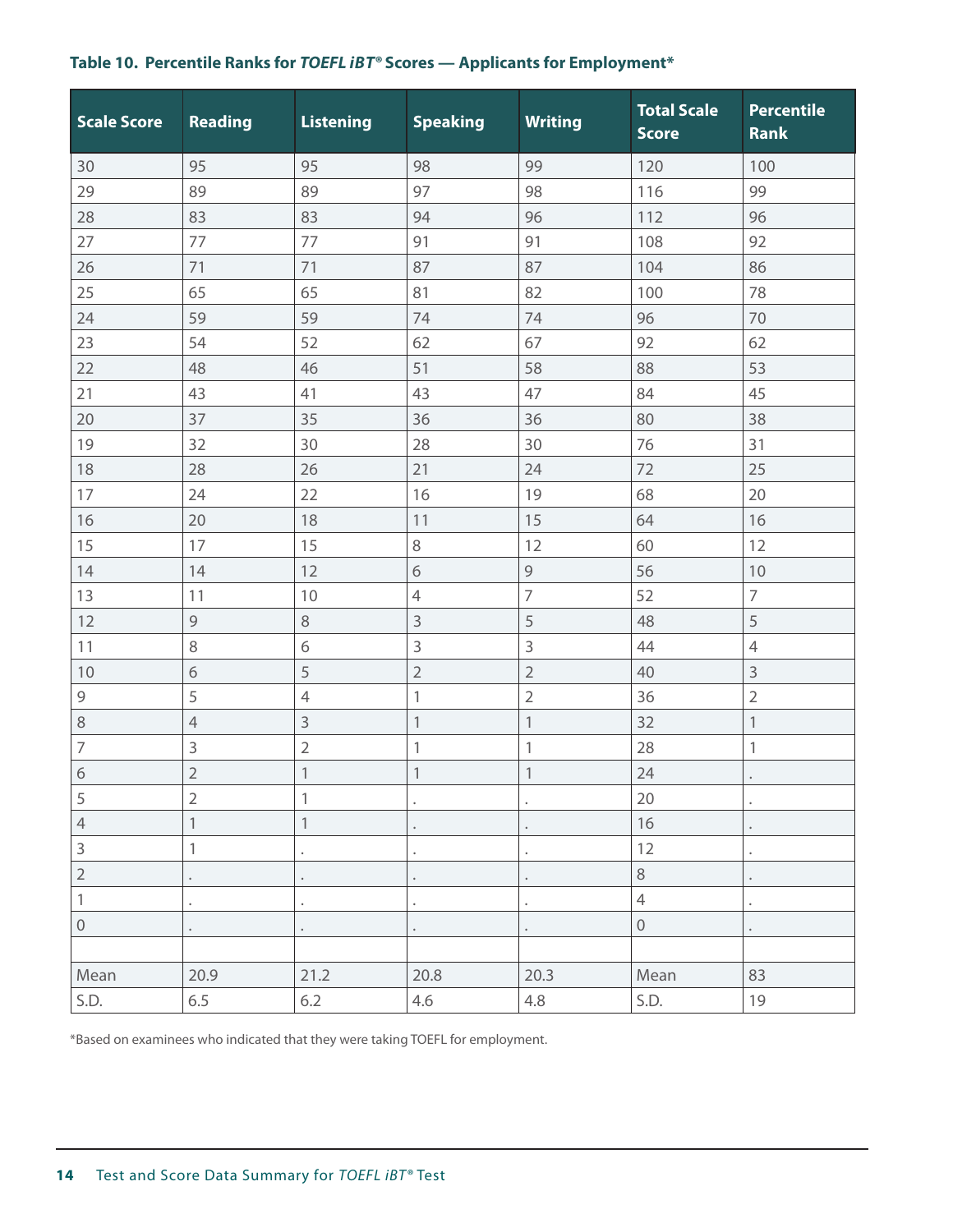**Table 10. Percentile Ranks for *TOEFL iBT*® Scores — Applicants for Employment***

| Scale Score | Reading | Listening | Speaking | Writing | Total Scale Score | Percentile Rank |
|---|---|---|---|---|---|---|
| 30 | 95 | 95 | 98 | 99 | 120 | 100 |
| 29 | 89 | 89 | 97 | 98 | 116 | 99 |
| 28 | 83 | 83 | 94 | 96 | 112 | 96 |
| 27 | 77 | 77 | 91 | 91 | 108 | 92 |
| 26 | 71 | 71 | 87 | 87 | 104 | 86 |
| 25 | 65 | 65 | 81 | 82 | 100 | 78 |
| 24 | 59 | 59 | 74 | 74 | 96 | 70 |
| 23 | 54 | 52 | 62 | 67 | 92 | 62 |
| 22 | 48 | 46 | 51 | 58 | 88 | 53 |
| 21 | 43 | 41 | 43 | 47 | 84 | 45 |
| 20 | 37 | 35 | 36 | 36 | 80 | 38 |
| 19 | 32 | 30 | 28 | 30 | 76 | 31 |
| 18 | 28 | 26 | 21 | 24 | 72 | 25 |
| 17 | 24 | 22 | 16 | 19 | 68 | 20 |
| 16 | 20 | 18 | 11 | 15 | 64 | 16 |
| 15 | 17 | 15 | 8 | 12 | 60 | 12 |
| 14 | 14 | 12 | 6 | 9 | 56 | 10 |
| 13 | 11 | 10 | 4 | 7 | 52 | 7 |
| 12 | 9 | 8 | 3 | 5 | 48 | 5 |
| 11 | 8 | 6 | 3 | 3 | 44 | 4 |
| 10 | 6 | 5 | 2 | 2 | 40 | 3 |
| 9 | 5 | 4 | 1 | 2 | 36 | 2 |
| 8 | 4 | 3 | 1 | 1 | 32 | 1 |
| 7 | 3 | 2 | 1 | 1 | 28 | 1 |
| 6 | 2 | 1 | 1 | 1 | 24 | . |
| 5 | 2 | 1 | . | . | 20 | . |
| 4 | 1 | 1 | . | . | 16 | . |
| 3 | 1 | . | . | . | 12 | . |
| 2 | . | . | . | . | 8 | . |
| 1 | . | . | . | . | 4 | . |
| 0 | . | . | . | . | 0 | . |
| | | | | | | |
| Mean | 20.9 | 21.2 | 20.8 | 20.3 | Mean | 83 |
| S.D. | 6.5 | 6.2 | 4.6 | 4.8 | S.D. | 19 |

*Based on examinees who indicated that they were taking TOEFL for employment.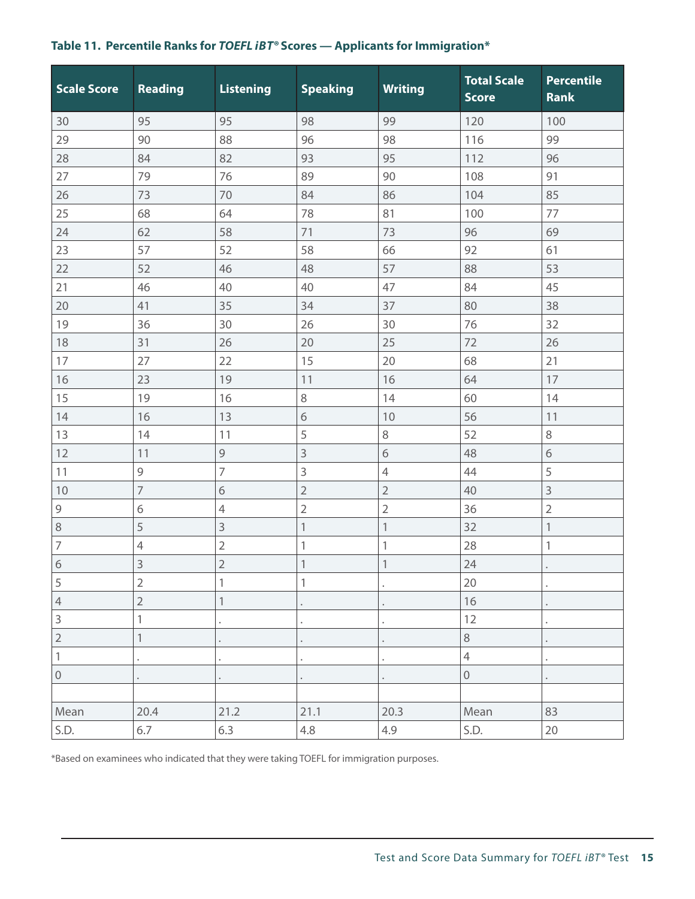**Table 11. Percentile Ranks for *TOEFL iBT®* Scores — Applicants for Immigration***

| Scale Score | Reading | Listening | Speaking | Writing | Total Scale Score | Percentile Rank |
|---|---|---|---|---|---|---|
| 30 | 95 | 95 | 98 | 99 | 120 | 100 |
| 29 | 90 | 88 | 96 | 98 | 116 | 99 |
| 28 | 84 | 82 | 93 | 95 | 112 | 96 |
| 27 | 79 | 76 | 89 | 90 | 108 | 91 |
| 26 | 73 | 70 | 84 | 86 | 104 | 85 |
| 25 | 68 | 64 | 78 | 81 | 100 | 77 |
| 24 | 62 | 58 | 71 | 73 | 96 | 69 |
| 23 | 57 | 52 | 58 | 66 | 92 | 61 |
| 22 | 52 | 46 | 48 | 57 | 88 | 53 |
| 21 | 46 | 40 | 40 | 47 | 84 | 45 |
| 20 | 41 | 35 | 34 | 37 | 80 | 38 |
| 19 | 36 | 30 | 26 | 30 | 76 | 32 |
| 18 | 31 | 26 | 20 | 25 | 72 | 26 |
| 17 | 27 | 22 | 15 | 20 | 68 | 21 |
| 16 | 23 | 19 | 11 | 16 | 64 | 17 |
| 15 | 19 | 16 | 8 | 14 | 60 | 14 |
| 14 | 16 | 13 | 6 | 10 | 56 | 11 |
| 13 | 14 | 11 | 5 | 8 | 52 | 8 |
| 12 | 11 | 9 | 3 | 6 | 48 | 6 |
| 11 | 9 | 7 | 3 | 4 | 44 | 5 |
| 10 | 7 | 6 | 2 | 2 | 40 | 3 |
| 9 | 6 | 4 | 2 | 2 | 36 | 2 |
| 8 | 5 | 3 | 1 | 1 | 32 | 1 |
| 7 | 4 | 2 | 1 | 1 | 28 | 1 |
| 6 | 3 | 2 | 1 | 1 | 24 | . |
| 5 | 2 | 1 | 1 | . | 20 | . |
| 4 | 2 | 1 | . | . | 16 | . |
| 3 | 1 | . | . | . | 12 | . |
| 2 | 1 | . | . | . | 8 | . |
| 1 | . | . | . | . | 4 | . |
| 0 | . | . | . | . | 0 | . |
| | | | | | | |
| Mean | 20.4 | 21.2 | 21.1 | 20.3 | Mean | 83 |
| S.D. | 6.7 | 6.3 | 4.8 | 4.9 | S.D. | 20 |

*Based on examinees who indicated that they were taking TOEFL for immigration purposes.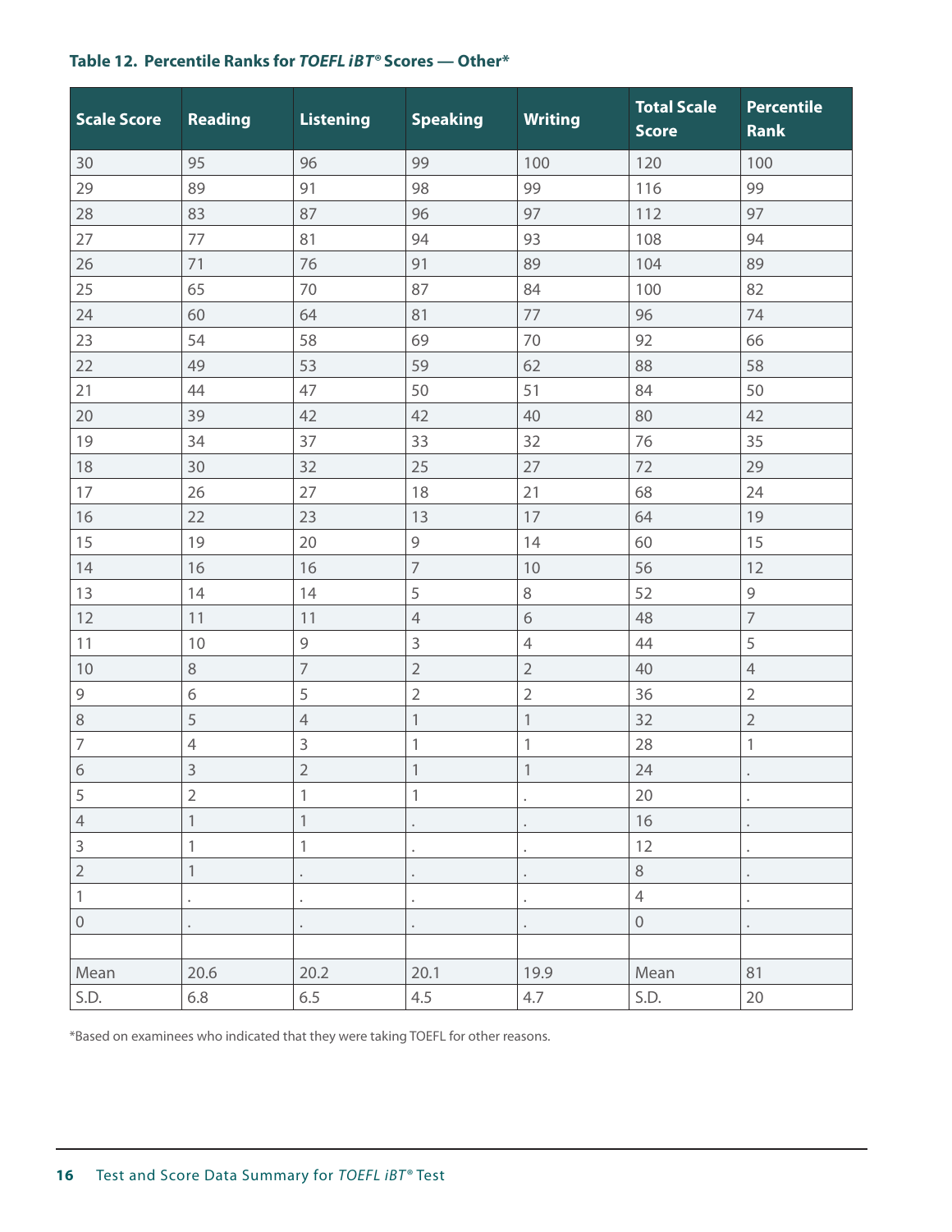**Table 12. Percentile Ranks for *TOEFL iBT*® Scores — Other***

| Scale Score | Reading | Listening | Speaking | Writing | Total Scale Score | Percentile Rank |
|---|---|---|---|---|---|---|
| 30 | 95 | 96 | 99 | 100 | 120 | 100 |
| 29 | 89 | 91 | 98 | 99 | 116 | 99 |
| 28 | 83 | 87 | 96 | 97 | 112 | 97 |
| 27 | 77 | 81 | 94 | 93 | 108 | 94 |
| 26 | 71 | 76 | 91 | 89 | 104 | 89 |
| 25 | 65 | 70 | 87 | 84 | 100 | 82 |
| 24 | 60 | 64 | 81 | 77 | 96 | 74 |
| 23 | 54 | 58 | 69 | 70 | 92 | 66 |
| 22 | 49 | 53 | 59 | 62 | 88 | 58 |
| 21 | 44 | 47 | 50 | 51 | 84 | 50 |
| 20 | 39 | 42 | 42 | 40 | 80 | 42 |
| 19 | 34 | 37 | 33 | 32 | 76 | 35 |
| 18 | 30 | 32 | 25 | 27 | 72 | 29 |
| 17 | 26 | 27 | 18 | 21 | 68 | 24 |
| 16 | 22 | 23 | 13 | 17 | 64 | 19 |
| 15 | 19 | 20 | 9 | 14 | 60 | 15 |
| 14 | 16 | 16 | 7 | 10 | 56 | 12 |
| 13 | 14 | 14 | 5 | 8 | 52 | 9 |
| 12 | 11 | 11 | 4 | 6 | 48 | 7 |
| 11 | 10 | 9 | 3 | 4 | 44 | 5 |
| 10 | 8 | 7 | 2 | 2 | 40 | 4 |
| 9 | 6 | 5 | 2 | 2 | 36 | 2 |
| 8 | 5 | 4 | 1 | 1 | 32 | 2 |
| 7 | 4 | 3 | 1 | 1 | 28 | 1 |
| 6 | 3 | 2 | 1 | 1 | 24 | . |
| 5 | 2 | 1 | 1 | . | 20 | . |
| 4 | 1 | 1 | . | . | 16 | . |
| 3 | 1 | 1 | . | . | 12 | . |
| 2 | 1 | . | . | . | 8 | . |
| 1 | . | . | . | . | 4 | . |
| 0 | . | . | . | . | 0 | . |
| | | | | | | |
| Mean | 20.6 | 20.2 | 20.1 | 19.9 | Mean | 81 |
| S.D. | 6.8 | 6.5 | 4.5 | 4.7 | S.D. | 20 |

*Based on examinees who indicated that they were taking TOEFL for other reasons.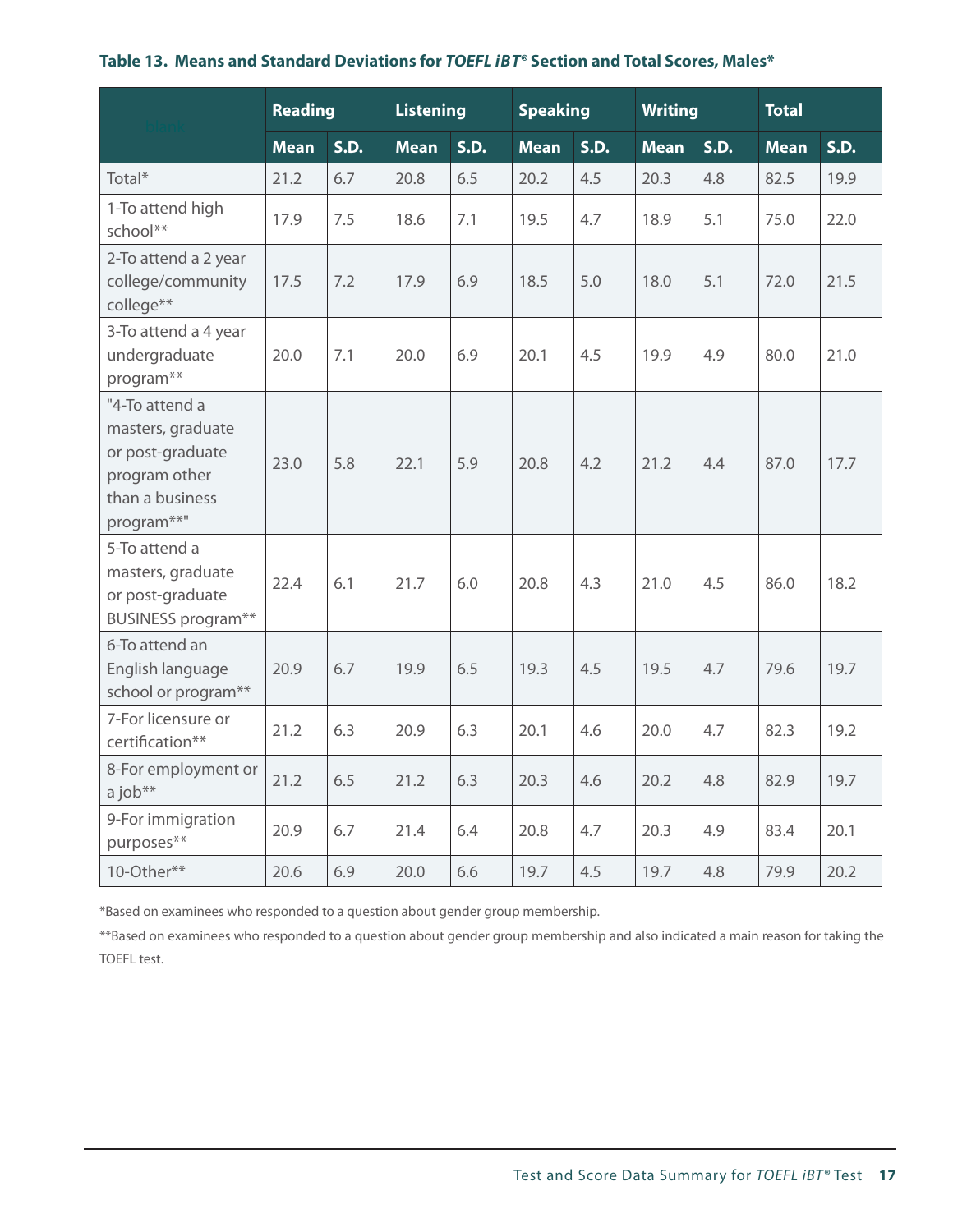**Table 13. Means and Standard Deviations for *TOEFL iBT®* Section and Total Scores, Males***

| | Reading | | Listening | | Speaking | | Writing | | Total | |
|---|---|---|---|---|---|---|---|---|---|---|
| | Mean | S.D. | Mean | S.D. | Mean | S.D. | Mean | S.D. | Mean | S.D. |
| Total* | 21.2 | 6.7 | 20.8 | 6.5 | 20.2 | 4.5 | 20.3 | 4.8 | 82.5 | 19.9 |
| 1-To attend high school** | 17.9 | 7.5 | 18.6 | 7.1 | 19.5 | 4.7 | 18.9 | 5.1 | 75.0 | 22.0 |
| 2-To attend a 2 year college/community college** | 17.5 | 7.2 | 17.9 | 6.9 | 18.5 | 5.0 | 18.0 | 5.1 | 72.0 | 21.5 |
| 3-To attend a 4 year undergraduate program** | 20.0 | 7.1 | 20.0 | 6.9 | 20.1 | 4.5 | 19.9 | 4.9 | 80.0 | 21.0 |
| "4-To attend a masters, graduate or post-graduate program other than a business program**" | 23.0 | 5.8 | 22.1 | 5.9 | 20.8 | 4.2 | 21.2 | 4.4 | 87.0 | 17.7 |
| 5-To attend a masters, graduate or post-graduate BUSINESS program** | 22.4 | 6.1 | 21.7 | 6.0 | 20.8 | 4.3 | 21.0 | 4.5 | 86.0 | 18.2 |
| 6-To attend an English language school or program** | 20.9 | 6.7 | 19.9 | 6.5 | 19.3 | 4.5 | 19.5 | 4.7 | 79.6 | 19.7 |
| 7-For licensure or certification** | 21.2 | 6.3 | 20.9 | 6.3 | 20.1 | 4.6 | 20.0 | 4.7 | 82.3 | 19.2 |
| 8-For employment or a job** | 21.2 | 6.5 | 21.2 | 6.3 | 20.3 | 4.6 | 20.2 | 4.8 | 82.9 | 19.7 |
| 9-For immigration purposes** | 20.9 | 6.7 | 21.4 | 6.4 | 20.8 | 4.7 | 20.3 | 4.9 | 83.4 | 20.1 |
| 10-Other** | 20.6 | 6.9 | 20.0 | 6.6 | 19.7 | 4.5 | 19.7 | 4.8 | 79.9 | 20.2 |

*Based on examinees who responded to a question about gender group membership.

**Based on examinees who responded to a question about gender group membership and also indicated a main reason for taking the TOEFL test.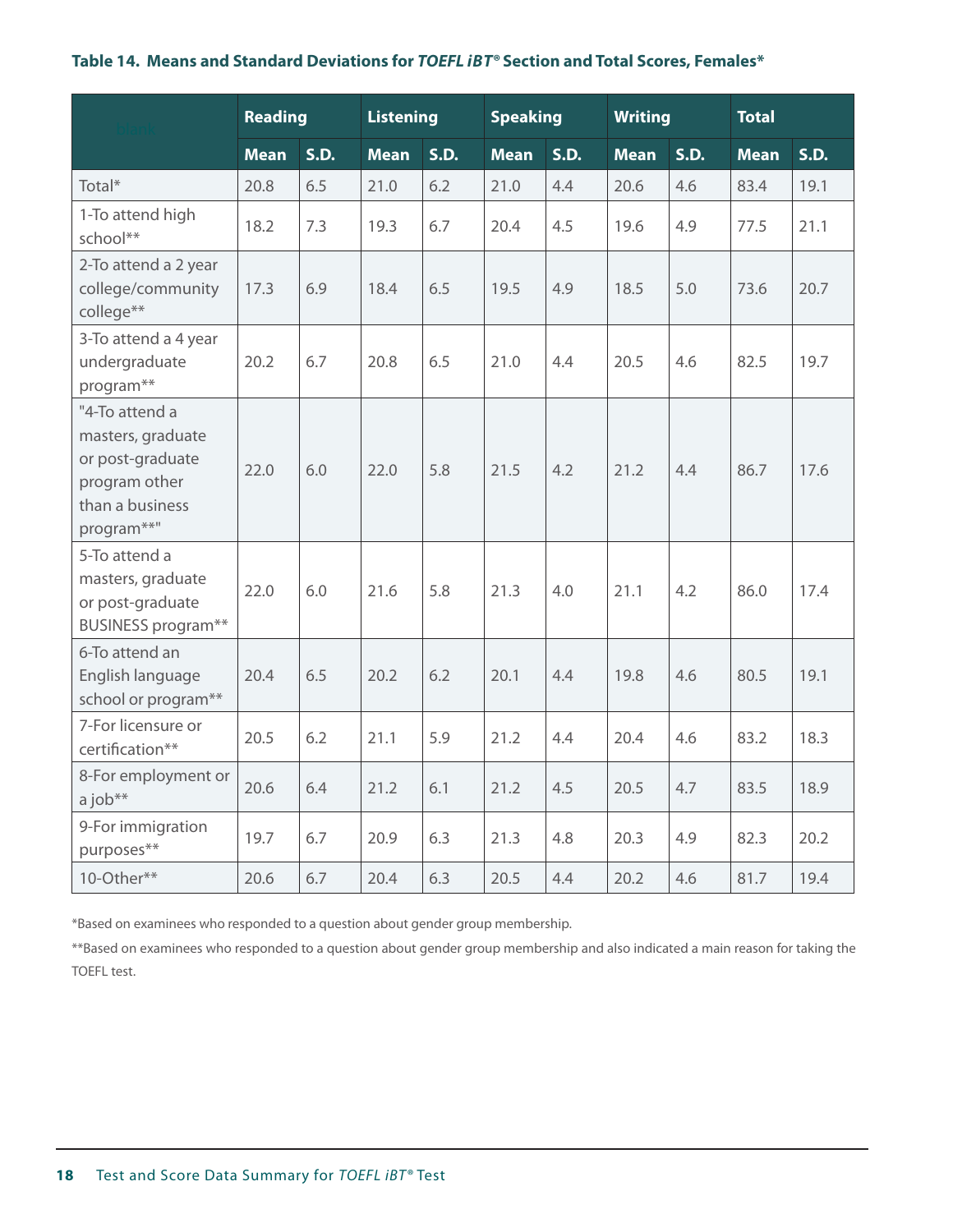**Table 14. Means and Standard Deviations for *TOEFL iBT®* Section and Total Scores, Females***

| | Reading | | Listening | | Speaking | | Writing | | Total | |
|---|---|---|---|---|---|---|---|---|---|---|
| | Mean | S.D. | Mean | S.D. | Mean | S.D. | Mean | S.D. | Mean | S.D. |
| Total* | 20.8 | 6.5 | 21.0 | 6.2 | 21.0 | 4.4 | 20.6 | 4.6 | 83.4 | 19.1 |
| 1-To attend high school** | 18.2 | 7.3 | 19.3 | 6.7 | 20.4 | 4.5 | 19.6 | 4.9 | 77.5 | 21.1 |
| 2-To attend a 2 year college/community college** | 17.3 | 6.9 | 18.4 | 6.5 | 19.5 | 4.9 | 18.5 | 5.0 | 73.6 | 20.7 |
| 3-To attend a 4 year undergraduate program** | 20.2 | 6.7 | 20.8 | 6.5 | 21.0 | 4.4 | 20.5 | 4.6 | 82.5 | 19.7 |
| "4-To attend a masters, graduate or post-graduate program other than a business program**" | 22.0 | 6.0 | 22.0 | 5.8 | 21.5 | 4.2 | 21.2 | 4.4 | 86.7 | 17.6 |
| 5-To attend a masters, graduate or post-graduate BUSINESS program** | 22.0 | 6.0 | 21.6 | 5.8 | 21.3 | 4.0 | 21.1 | 4.2 | 86.0 | 17.4 |
| 6-To attend an English language school or program** | 20.4 | 6.5 | 20.2 | 6.2 | 20.1 | 4.4 | 19.8 | 4.6 | 80.5 | 19.1 |
| 7-For licensure or certification** | 20.5 | 6.2 | 21.1 | 5.9 | 21.2 | 4.4 | 20.4 | 4.6 | 83.2 | 18.3 |
| 8-For employment or a job** | 20.6 | 6.4 | 21.2 | 6.1 | 21.2 | 4.5 | 20.5 | 4.7 | 83.5 | 18.9 |
| 9-For immigration purposes** | 19.7 | 6.7 | 20.9 | 6.3 | 21.3 | 4.8 | 20.3 | 4.9 | 82.3 | 20.2 |
| 10-Other** | 20.6 | 6.7 | 20.4 | 6.3 | 20.5 | 4.4 | 20.2 | 4.6 | 81.7 | 19.4 |

*Based on examinees who responded to a question about gender group membership.

**Based on examinees who responded to a question about gender group membership and also indicated a main reason for taking the TOEFL test.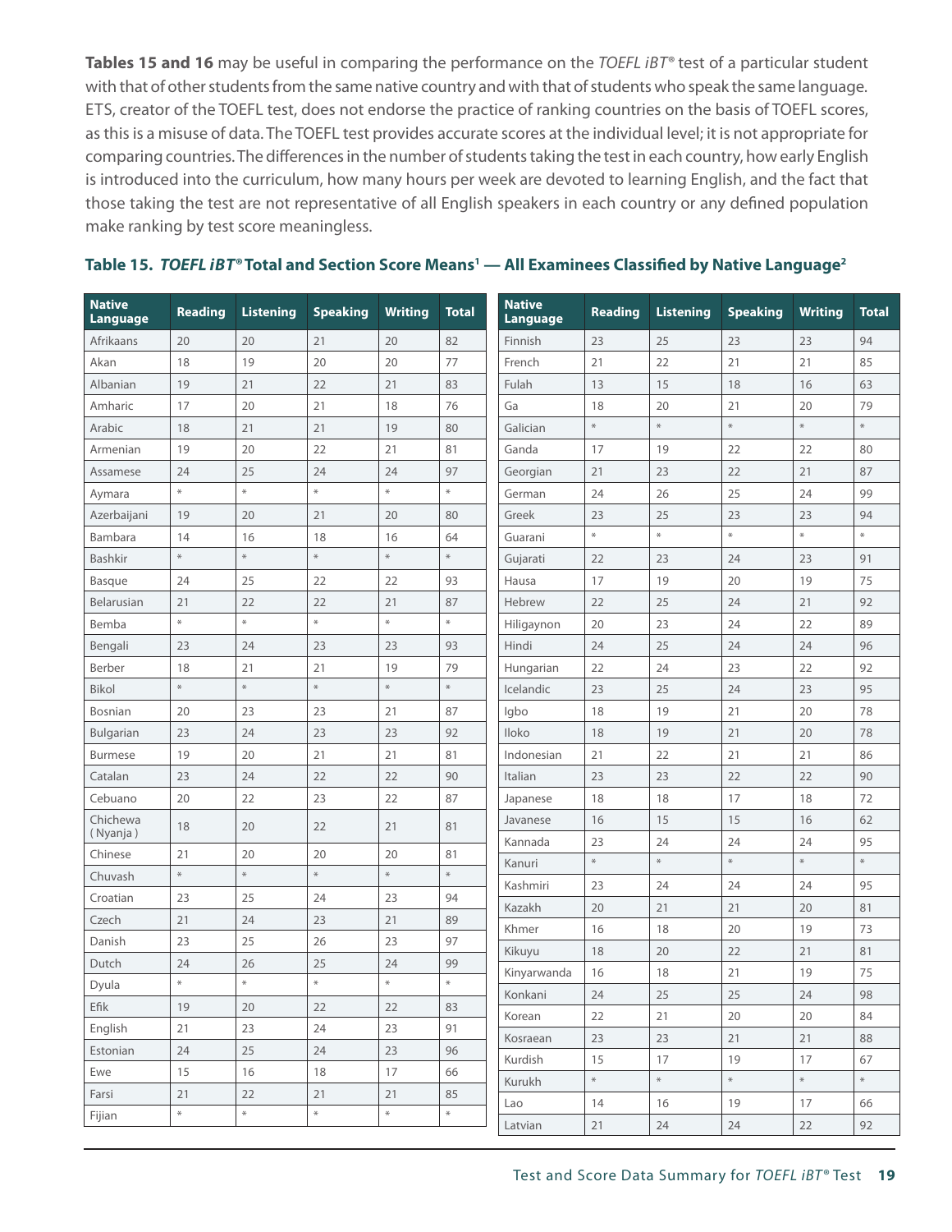**Tables 15 and 16** may be useful in comparing the performance on the *TOEFL iBT*® test of a particular student with that of other students from the same native country and with that of students who speak the same language. ETS, creator of the TOEFL test, does not endorse the practice of ranking countries on the basis of TOEFL scores, as this is a misuse of data. The TOEFL test provides accurate scores at the individual level; it is not appropriate for comparing countries. The differences in the number of students taking the test in each country, how early English is introduced into the curriculum, how many hours per week are devoted to learning English, and the fact that those taking the test are not representative of all English speakers in each country or any defined population make ranking by test score meaningless.

### Table 15. *TOEFL iBT*® Total and Section Score Means[1] — All Examinees Classified by Native Language[2]

| Native Language | Reading | Listening | Speaking | Writing | Total |
|---|---|---|---|---|---|
| Afrikaans | 20 | 20 | 21 | 20 | 82 |
| Akan | 18 | 19 | 20 | 20 | 77 |
| Albanian | 19 | 21 | 22 | 21 | 83 |
| Amharic | 17 | 20 | 21 | 18 | 76 |
| Arabic | 18 | 21 | 21 | 19 | 80 |
| Armenian | 19 | 20 | 22 | 21 | 81 |
| Assamese | 24 | 25 | 24 | 24 | 97 |
| Aymara | * | * | * | * | * |
| Azerbaijani | 19 | 20 | 21 | 20 | 80 |
| Bambara | 14 | 16 | 18 | 16 | 64 |
| Bashkir | * | * | * | * | * |
| Basque | 24 | 25 | 22 | 22 | 93 |
| Belarusian | 21 | 22 | 22 | 21 | 87 |
| Bemba | * | * | * | * | * |
| Bengali | 23 | 24 | 23 | 23 | 93 |
| Berber | 18 | 21 | 21 | 19 | 79 |
| Bikol | * | * | * | * | * |
| Bosnian | 20 | 23 | 23 | 21 | 87 |
| Bulgarian | 23 | 24 | 23 | 23 | 92 |
| Burmese | 19 | 20 | 21 | 21 | 81 |
| Catalan | 23 | 24 | 22 | 22 | 90 |
| Cebuano | 20 | 22 | 23 | 22 | 87 |
| Chichewa ( Nyanja ) | 18 | 20 | 22 | 21 | 81 |
| Chinese | 21 | 20 | 20 | 20 | 81 |
| Chuvash | * | * | * | * | * |
| Croatian | 23 | 25 | 24 | 23 | 94 |
| Czech | 21 | 24 | 23 | 21 | 89 |
| Danish | 23 | 25 | 26 | 23 | 97 |
| Dutch | 24 | 26 | 25 | 24 | 99 |
| Dyula | * | * | * | * | * |
| Efik | 19 | 20 | 22 | 22 | 83 |
| English | 21 | 23 | 24 | 23 | 91 |
| Estonian | 24 | 25 | 24 | 23 | 96 |
| Ewe | 15 | 16 | 18 | 17 | 66 |
| Farsi | 21 | 22 | 21 | 21 | 85 |
| Fijian | * | * | * | * | * |
| Finnish | 23 | 25 | 23 | 23 | 94 |
| French | 21 | 22 | 21 | 21 | 85 |
| Fulah | 13 | 15 | 18 | 16 | 63 |
| Ga | 18 | 20 | 21 | 20 | 79 |
| Galician | * | * | * | * | * |
| Ganda | 17 | 19 | 22 | 22 | 80 |
| Georgian | 21 | 23 | 22 | 21 | 87 |
| German | 24 | 26 | 25 | 24 | 99 |
| Greek | 23 | 25 | 23 | 23 | 94 |
| Guarani | * | * | * | * | * |
| Gujarati | 22 | 23 | 24 | 23 | 91 |
| Hausa | 17 | 19 | 20 | 19 | 75 |
| Hebrew | 22 | 25 | 24 | 21 | 92 |
| Hiligaynon | 20 | 23 | 24 | 22 | 89 |
| Hindi | 24 | 25 | 24 | 24 | 96 |
| Hungarian | 22 | 24 | 23 | 22 | 92 |
| Icelandic | 23 | 25 | 24 | 23 | 95 |
| Igbo | 18 | 19 | 21 | 20 | 78 |
| Iloko | 18 | 19 | 21 | 20 | 78 |
| Indonesian | 21 | 22 | 21 | 21 | 86 |
| Italian | 23 | 23 | 22 | 22 | 90 |
| Japanese | 18 | 18 | 17 | 18 | 72 |
| Javanese | 16 | 15 | 15 | 16 | 62 |
| Kannada | 23 | 24 | 24 | 24 | 95 |
| Kanuri | * | * | * | * | * |
| Kashmiri | 23 | 24 | 24 | 24 | 95 |
| Kazakh | 20 | 21 | 21 | 20 | 81 |
| Khmer | 16 | 18 | 20 | 19 | 73 |
| Kikuyu | 18 | 20 | 22 | 21 | 81 |
| Kinyarwanda | 16 | 18 | 21 | 19 | 75 |
| Konkani | 24 | 25 | 25 | 24 | 98 |
| Korean | 22 | 21 | 20 | 20 | 84 |
| Kosraean | 23 | 23 | 21 | 21 | 88 |
| Kurdish | 15 | 17 | 19 | 17 | 67 |
| Kurukh | * | * | * | * | * |
| Lao | 14 | 16 | 19 | 17 | 66 |
| Latvian | 21 | 24 | 24 | 22 | 92 |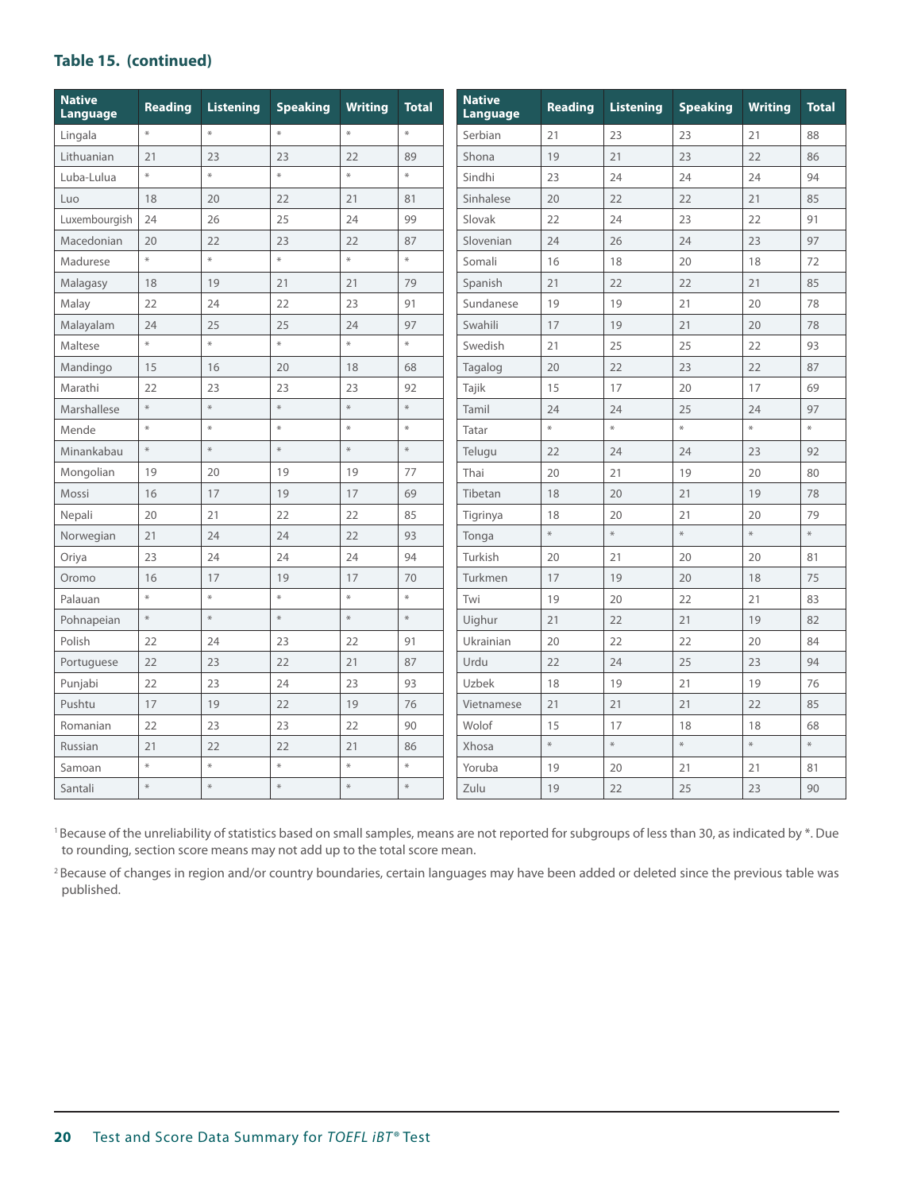### Table 15. (continued)

| Native Language | Reading | Listening | Speaking | Writing | Total |
|---|---|---|---|---|---|
| Lingala | * | * | * | * | * |
| Lithuanian | 21 | 23 | 23 | 22 | 89 |
| Luba-Lulua | * | * | * | * | * |
| Luo | 18 | 20 | 22 | 21 | 81 |
| Luxembourgish | 24 | 26 | 25 | 24 | 99 |
| Macedonian | 20 | 22 | 23 | 22 | 87 |
| Madurese | * | * | * | * | * |
| Malagasy | 18 | 19 | 21 | 21 | 79 |
| Malay | 22 | 24 | 22 | 23 | 91 |
| Malayalam | 24 | 25 | 25 | 24 | 97 |
| Maltese | * | * | * | * | * |
| Mandingo | 15 | 16 | 20 | 18 | 68 |
| Marathi | 22 | 23 | 23 | 23 | 92 |
| Marshallese | * | * | * | * | * |
| Mende | * | * | * | * | * |
| Minankabau | * | * | * | * | * |
| Mongolian | 19 | 20 | 19 | 19 | 77 |
| Mossi | 16 | 17 | 19 | 17 | 69 |
| Nepali | 20 | 21 | 22 | 22 | 85 |
| Norwegian | 21 | 24 | 24 | 22 | 93 |
| Oriya | 23 | 24 | 24 | 24 | 94 |
| Oromo | 16 | 17 | 19 | 17 | 70 |
| Palauan | * | * | * | * | * |
| Pohnapeian | * | * | * | * | * |
| Polish | 22 | 24 | 23 | 22 | 91 |
| Portuguese | 22 | 23 | 22 | 21 | 87 |
| Punjabi | 22 | 23 | 24 | 23 | 93 |
| Pushtu | 17 | 19 | 22 | 19 | 76 |
| Romanian | 22 | 23 | 23 | 22 | 90 |
| Russian | 21 | 22 | 22 | 21 | 86 |
| Samoan | * | * | * | * | * |
| Santali | * | * | * | * | * |
| Serbian | 21 | 23 | 23 | 21 | 88 |
| Shona | 19 | 21 | 23 | 22 | 86 |
| Sindhi | 23 | 24 | 24 | 24 | 94 |
| Sinhalese | 20 | 22 | 22 | 21 | 85 |
| Slovak | 22 | 24 | 23 | 22 | 91 |
| Slovenian | 24 | 26 | 24 | 23 | 97 |
| Somali | 16 | 18 | 20 | 18 | 72 |
| Spanish | 21 | 22 | 22 | 21 | 85 |
| Sundanese | 19 | 19 | 21 | 20 | 78 |
| Swahili | 17 | 19 | 21 | 20 | 78 |
| Swedish | 21 | 25 | 25 | 22 | 93 |
| Tagalog | 20 | 22 | 23 | 22 | 87 |
| Tajik | 15 | 17 | 20 | 17 | 69 |
| Tamil | 24 | 24 | 25 | 24 | 97 |
| Tatar | * | * | * | * | * |
| Telugu | 22 | 24 | 24 | 23 | 92 |
| Thai | 20 | 21 | 19 | 20 | 80 |
| Tibetan | 18 | 20 | 21 | 19 | 78 |
| Tigrinya | 18 | 20 | 21 | 20 | 79 |
| Tonga | * | * | * | * | * |
| Turkish | 20 | 21 | 20 | 20 | 81 |
| Turkmen | 17 | 19 | 20 | 18 | 75 |
| Twi | 19 | 20 | 22 | 21 | 83 |
| Uighur | 21 | 22 | 21 | 19 | 82 |
| Ukrainian | 20 | 22 | 22 | 20 | 84 |
| Urdu | 22 | 24 | 25 | 23 | 94 |
| Uzbek | 18 | 19 | 21 | 19 | 76 |
| Vietnamese | 21 | 21 | 21 | 22 | 85 |
| Wolof | 15 | 17 | 18 | 18 | 68 |
| Xhosa | * | * | * | * | * |
| Yoruba | 19 | 20 | 21 | 21 | 81 |
| Zulu | 19 | 22 | 25 | 23 | 90 |

[1] Because of the unreliability of statistics based on small samples, means are not reported for subgroups of less than 30, as indicated by *. Due to rounding, section score means may not add up to the total score mean.

[2] Because of changes in region and/or country boundaries, certain languages may have been added or deleted since the previous table was published.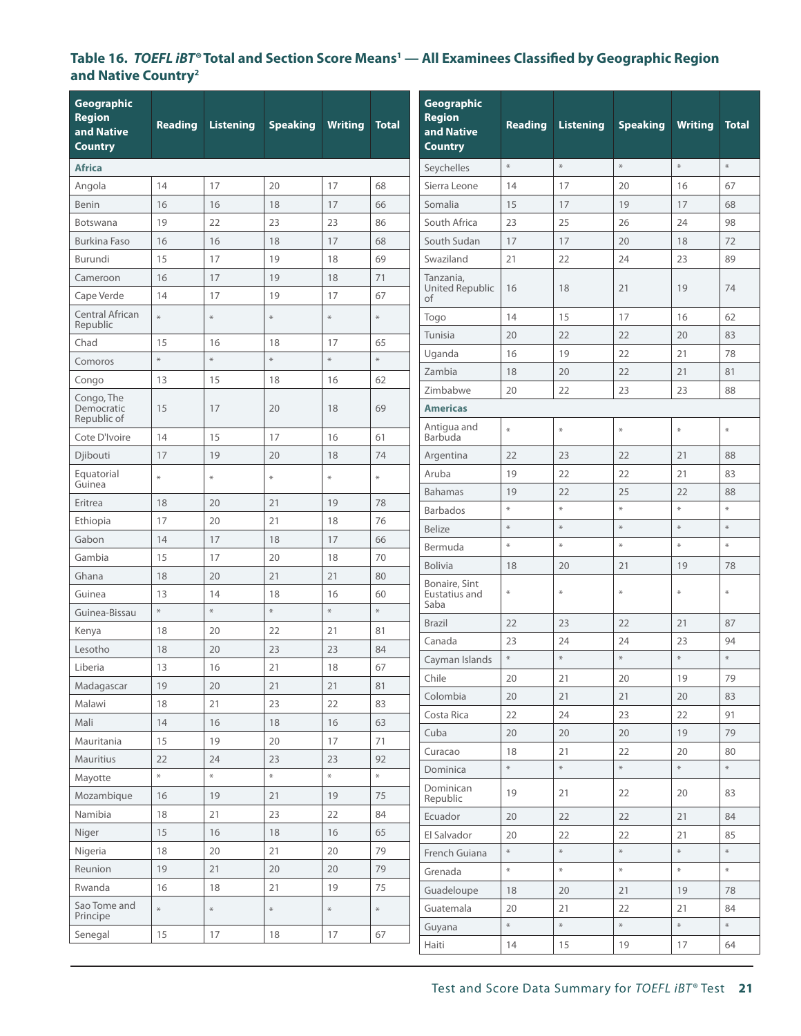### Table 16. *TOEFL iBT®* Total and Section Score Means[1] — All Examinees Classified by Geographic Region and Native Country[2]

| Geographic Region and Native Country | Reading | Listening | Speaking | Writing | Total |
|---|---|---|---|---|---|
| **Africa** | | | | | |
| Angola | 14 | 17 | 20 | 17 | 68 |
| Benin | 16 | 16 | 18 | 17 | 66 |
| Botswana | 19 | 22 | 23 | 23 | 86 |
| Burkina Faso | 16 | 16 | 18 | 17 | 68 |
| Burundi | 15 | 17 | 19 | 18 | 69 |
| Cameroon | 16 | 17 | 19 | 18 | 71 |
| Cape Verde | 14 | 17 | 19 | 17 | 67 |
| Central African Republic | * | * | * | * | * |
| Chad | 15 | 16 | 18 | 17 | 65 |
| Comoros | * | * | * | * | * |
| Congo | 13 | 15 | 18 | 16 | 62 |
| Congo, The Democratic Republic of | 15 | 17 | 20 | 18 | 69 |
| Cote D'Ivoire | 14 | 15 | 17 | 16 | 61 |
| Djibouti | 17 | 19 | 20 | 18 | 74 |
| Equatorial Guinea | * | * | * | * | * |
| Eritrea | 18 | 20 | 21 | 19 | 78 |
| Ethiopia | 17 | 20 | 21 | 18 | 76 |
| Gabon | 14 | 17 | 18 | 17 | 66 |
| Gambia | 15 | 17 | 20 | 18 | 70 |
| Ghana | 18 | 20 | 21 | 21 | 80 |
| Guinea | 13 | 14 | 18 | 16 | 60 |
| Guinea-Bissau | * | * | * | * | * |
| Kenya | 18 | 20 | 22 | 21 | 81 |
| Lesotho | 18 | 20 | 23 | 23 | 84 |
| Liberia | 13 | 16 | 21 | 18 | 67 |
| Madagascar | 19 | 20 | 21 | 21 | 81 |
| Malawi | 18 | 21 | 23 | 22 | 83 |
| Mali | 14 | 16 | 18 | 16 | 63 |
| Mauritania | 15 | 19 | 20 | 17 | 71 |
| Mauritius | 22 | 24 | 23 | 23 | 92 |
| Mayotte | * | * | * | * | * |
| Mozambique | 16 | 19 | 21 | 19 | 75 |
| Namibia | 18 | 21 | 23 | 22 | 84 |
| Niger | 15 | 16 | 18 | 16 | 65 |
| Nigeria | 18 | 20 | 21 | 20 | 79 |
| Reunion | 19 | 21 | 20 | 20 | 79 |
| Rwanda | 16 | 18 | 21 | 19 | 75 |
| Sao Tome and Principe | * | * | * | * | * |
| Senegal | 15 | 17 | 18 | 17 | 67 |
| Seychelles | * | * | * | * | * |
| Sierra Leone | 14 | 17 | 20 | 16 | 67 |
| Somalia | 15 | 17 | 19 | 17 | 68 |
| South Africa | 23 | 25 | 26 | 24 | 98 |
| South Sudan | 17 | 17 | 20 | 18 | 72 |
| Swaziland | 21 | 22 | 24 | 23 | 89 |
| Tanzania, United Republic of | 16 | 18 | 21 | 19 | 74 |
| Togo | 14 | 15 | 17 | 16 | 62 |
| Tunisia | 20 | 22 | 22 | 20 | 83 |
| Uganda | 16 | 19 | 22 | 21 | 78 |
| Zambia | 18 | 20 | 22 | 21 | 81 |
| Zimbabwe | 20 | 22 | 23 | 23 | 88 |
| **Americas** | | | | | |
| Antigua and Barbuda | * | * | * | * | * |
| Argentina | 22 | 23 | 22 | 21 | 88 |
| Aruba | 19 | 22 | 22 | 21 | 83 |
| Bahamas | 19 | 22 | 25 | 22 | 88 |
| Barbados | * | * | * | * | * |
| Belize | * | * | * | * | * |
| Bermuda | * | * | * | * | * |
| Bolivia | 18 | 20 | 21 | 19 | 78 |
| Bonaire, Sint Eustatius and Saba | * | * | * | * | * |
| Brazil | 22 | 23 | 22 | 21 | 87 |
| Canada | 23 | 24 | 24 | 23 | 94 |
| Cayman Islands | * | * | * | * | * |
| Chile | 20 | 21 | 20 | 19 | 79 |
| Colombia | 20 | 21 | 21 | 20 | 83 |
| Costa Rica | 22 | 24 | 23 | 22 | 91 |
| Cuba | 20 | 20 | 20 | 19 | 79 |
| Curacao | 18 | 21 | 22 | 20 | 80 |
| Dominica | * | * | * | * | * |
| Dominican Republic | 19 | 21 | 22 | 20 | 83 |
| Ecuador | 20 | 22 | 22 | 21 | 84 |
| El Salvador | 20 | 22 | 22 | 21 | 85 |
| French Guiana | * | * | * | * | * |
| Grenada | * | * | * | * | * |
| Guadeloupe | 18 | 20 | 21 | 19 | 78 |
| Guatemala | 20 | 21 | 22 | 21 | 84 |
| Guyana | * | * | * | * | * |
| Haiti | 14 | 15 | 19 | 17 | 64 |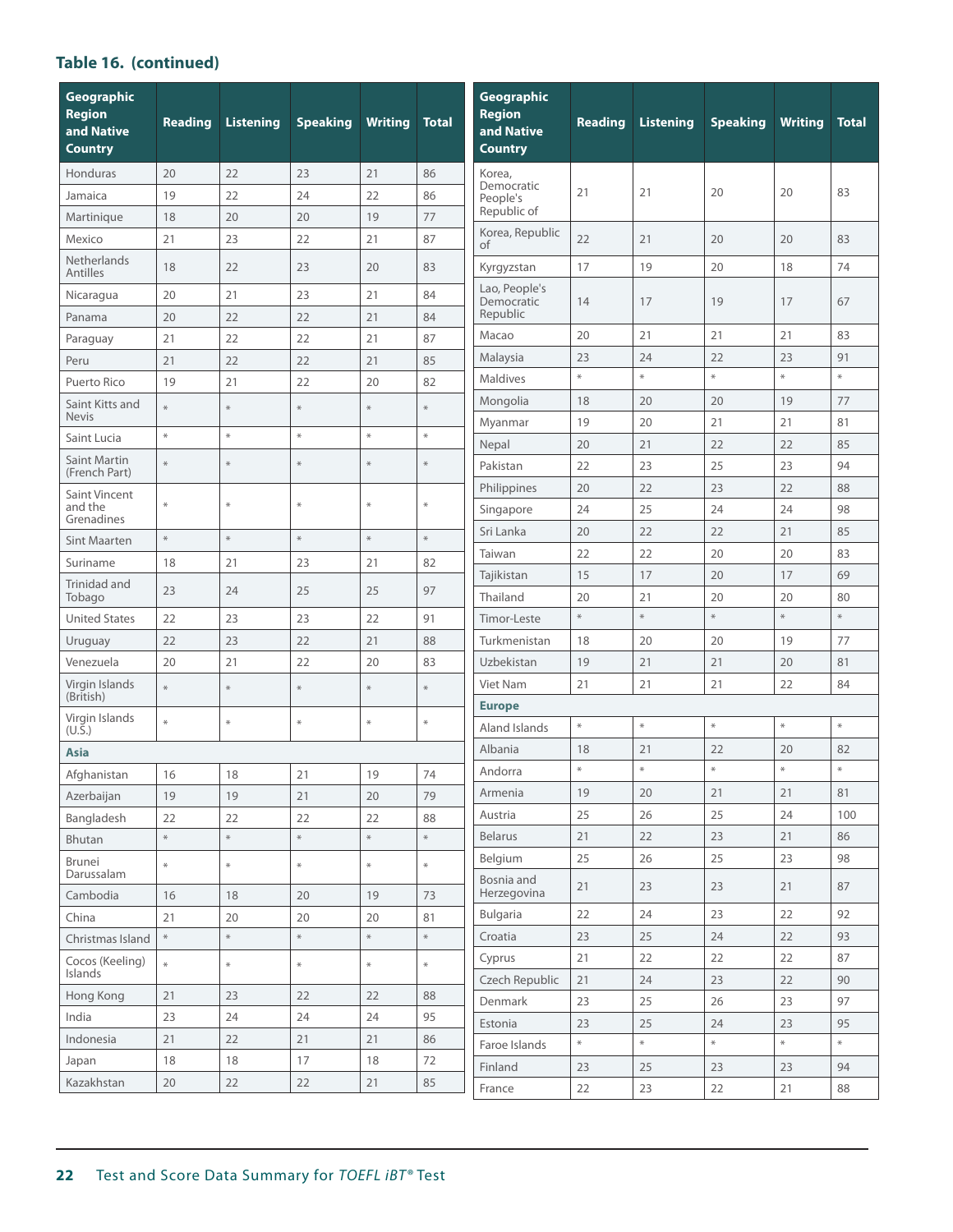### Table 16. (continued)

| Geographic Region and Native Country | Reading | Listening | Speaking | Writing | Total |
|---|---|---|---|---|---|
| Honduras | 20 | 22 | 23 | 21 | 86 |
| Jamaica | 19 | 22 | 24 | 22 | 86 |
| Martinique | 18 | 20 | 20 | 19 | 77 |
| Mexico | 21 | 23 | 22 | 21 | 87 |
| Netherlands Antilles | 18 | 22 | 23 | 20 | 83 |
| Nicaragua | 20 | 21 | 23 | 21 | 84 |
| Panama | 20 | 22 | 22 | 21 | 84 |
| Paraguay | 21 | 22 | 22 | 21 | 87 |
| Peru | 21 | 22 | 22 | 21 | 85 |
| Puerto Rico | 19 | 21 | 22 | 20 | 82 |
| Saint Kitts and Nevis | * | * | * | * | * |
| Saint Lucia | * | * | * | * | * |
| Saint Martin (French Part) | * | * | * | * | * |
| Saint Vincent and the Grenadines | * | * | * | * | * |
| Sint Maarten | * | * | * | * | * |
| Suriname | 18 | 21 | 23 | 21 | 82 |
| Trinidad and Tobago | 23 | 24 | 25 | 25 | 97 |
| United States | 22 | 23 | 23 | 22 | 91 |
| Uruguay | 22 | 23 | 22 | 21 | 88 |
| Venezuela | 20 | 21 | 22 | 20 | 83 |
| Virgin Islands (British) | * | * | * | * | * |
| Virgin Islands (U.S.) | * | * | * | * | * |
| **Asia** | | | | | |
| Afghanistan | 16 | 18 | 21 | 19 | 74 |
| Azerbaijan | 19 | 19 | 21 | 20 | 79 |
| Bangladesh | 22 | 22 | 22 | 22 | 88 |
| Bhutan | * | * | * | * | * |
| Brunei Darussalam | * | * | * | * | * |
| Cambodia | 16 | 18 | 20 | 19 | 73 |
| China | 21 | 20 | 20 | 20 | 81 |
| Christmas Island | * | * | * | * | * |
| Cocos (Keeling) Islands | * | * | * | * | * |
| Hong Kong | 21 | 23 | 22 | 22 | 88 |
| India | 23 | 24 | 24 | 24 | 95 |
| Indonesia | 21 | 22 | 21 | 21 | 86 |
| Japan | 18 | 18 | 17 | 18 | 72 |
| Kazakhstan | 20 | 22 | 22 | 21 | 85 |
| Korea, Democratic People's Republic of | 21 | 21 | 20 | 20 | 83 |
| Korea, Republic of | 22 | 21 | 20 | 20 | 83 |
| Kyrgyzstan | 17 | 19 | 20 | 18 | 74 |
| Lao, People's Democratic Republic | 14 | 17 | 19 | 17 | 67 |
| Macao | 20 | 21 | 21 | 21 | 83 |
| Malaysia | 23 | 24 | 22 | 23 | 91 |
| Maldives | * | * | * | * | * |
| Mongolia | 18 | 20 | 20 | 19 | 77 |
| Myanmar | 19 | 20 | 21 | 21 | 81 |
| Nepal | 20 | 21 | 22 | 22 | 85 |
| Pakistan | 22 | 23 | 25 | 23 | 94 |
| Philippines | 20 | 22 | 23 | 22 | 88 |
| Singapore | 24 | 25 | 24 | 24 | 98 |
| Sri Lanka | 20 | 22 | 22 | 21 | 85 |
| Taiwan | 22 | 22 | 20 | 20 | 83 |
| Tajikistan | 15 | 17 | 20 | 17 | 69 |
| Thailand | 20 | 21 | 20 | 20 | 80 |
| Timor-Leste | * | * | * | * | * |
| Turkmenistan | 18 | 20 | 20 | 19 | 77 |
| Uzbekistan | 19 | 21 | 21 | 20 | 81 |
| Viet Nam | 21 | 21 | 21 | 22 | 84 |
| **Europe** | | | | | |
| Aland Islands | * | * | * | * | * |
| Albania | 18 | 21 | 22 | 20 | 82 |
| Andorra | * | * | * | * | * |
| Armenia | 19 | 20 | 21 | 21 | 81 |
| Austria | 25 | 26 | 25 | 24 | 100 |
| Belarus | 21 | 22 | 23 | 21 | 86 |
| Belgium | 25 | 26 | 25 | 23 | 98 |
| Bosnia and Herzegovina | 21 | 23 | 23 | 21 | 87 |
| Bulgaria | 22 | 24 | 23 | 22 | 92 |
| Croatia | 23 | 25 | 24 | 22 | 93 |
| Cyprus | 21 | 22 | 22 | 22 | 87 |
| Czech Republic | 21 | 24 | 23 | 22 | 90 |
| Denmark | 23 | 25 | 26 | 23 | 97 |
| Estonia | 23 | 25 | 24 | 23 | 95 |
| Faroe Islands | * | * | * | * | * |
| Finland | 23 | 25 | 23 | 23 | 94 |
| France | 22 | 23 | 22 | 21 | 88 |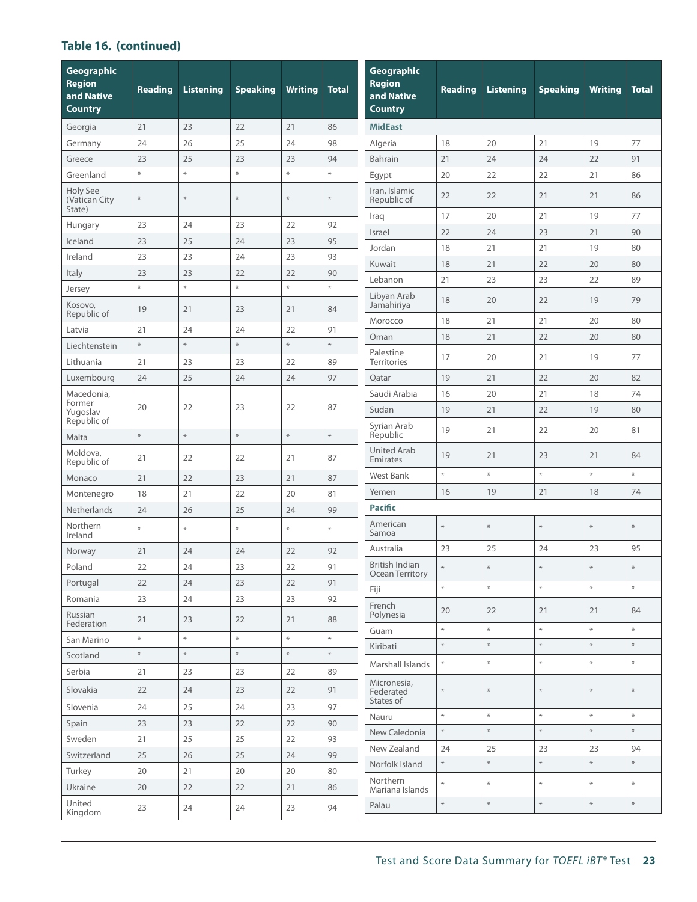**Table 16. (continued)**

| Geographic Region and Native Country | Reading | Listening | Speaking | Writing | Total |
|---|---|---|---|---|---|
| Georgia | 21 | 23 | 22 | 21 | 86 |
| Germany | 24 | 26 | 25 | 24 | 98 |
| Greece | 23 | 25 | 23 | 23 | 94 |
| Greenland | * | * | * | * | * |
| Holy See (Vatican City State) | * | * | * | * | * |
| Hungary | 23 | 24 | 23 | 22 | 92 |
| Iceland | 23 | 25 | 24 | 23 | 95 |
| Ireland | 23 | 23 | 24 | 23 | 93 |
| Italy | 23 | 23 | 22 | 22 | 90 |
| Jersey | * | * | * | * | * |
| Kosovo, Republic of | 19 | 21 | 23 | 21 | 84 |
| Latvia | 21 | 24 | 24 | 22 | 91 |
| Liechtenstein | * | * | * | * | * |
| Lithuania | 21 | 23 | 23 | 22 | 89 |
| Luxembourg | 24 | 25 | 24 | 24 | 97 |
| Macedonia, Former Yugoslav Republic of | 20 | 22 | 23 | 22 | 87 |
| Malta | * | * | * | * | * |
| Moldova, Republic of | 21 | 22 | 22 | 21 | 87 |
| Monaco | 21 | 22 | 23 | 21 | 87 |
| Montenegro | 18 | 21 | 22 | 20 | 81 |
| Netherlands | 24 | 26 | 25 | 24 | 99 |
| Northern Ireland | * | * | * | * | * |
| Norway | 21 | 24 | 24 | 22 | 92 |
| Poland | 22 | 24 | 23 | 22 | 91 |
| Portugal | 22 | 24 | 23 | 22 | 91 |
| Romania | 23 | 24 | 23 | 23 | 92 |
| Russian Federation | 21 | 23 | 22 | 21 | 88 |
| San Marino | * | * | * | * | * |
| Scotland | * | * | * | * | * |
| Serbia | 21 | 23 | 23 | 22 | 89 |
| Slovakia | 22 | 24 | 23 | 22 | 91 |
| Slovenia | 24 | 25 | 24 | 23 | 97 |
| Spain | 23 | 23 | 22 | 22 | 90 |
| Sweden | 21 | 25 | 25 | 22 | 93 |
| Switzerland | 25 | 26 | 25 | 24 | 99 |
| Turkey | 20 | 21 | 20 | 20 | 80 |
| Ukraine | 20 | 22 | 22 | 21 | 86 |
| United Kingdom | 23 | 24 | 24 | 23 | 94 |
| **MidEast** | | | | | |
| Algeria | 18 | 20 | 21 | 19 | 77 |
| Bahrain | 21 | 24 | 24 | 22 | 91 |
| Egypt | 20 | 22 | 22 | 21 | 86 |
| Iran, Islamic Republic of | 22 | 22 | 21 | 21 | 86 |
| Iraq | 17 | 20 | 21 | 19 | 77 |
| Israel | 22 | 24 | 23 | 21 | 90 |
| Jordan | 18 | 21 | 21 | 19 | 80 |
| Kuwait | 18 | 21 | 22 | 20 | 80 |
| Lebanon | 21 | 23 | 23 | 22 | 89 |
| Libyan Arab Jamahiriya | 18 | 20 | 22 | 19 | 79 |
| Morocco | 18 | 21 | 21 | 20 | 80 |
| Oman | 18 | 21 | 22 | 20 | 80 |
| Palestine Territories | 17 | 20 | 21 | 19 | 77 |
| Qatar | 19 | 21 | 22 | 20 | 82 |
| Saudi Arabia | 16 | 20 | 21 | 18 | 74 |
| Sudan | 19 | 21 | 22 | 19 | 80 |
| Syrian Arab Republic | 19 | 21 | 22 | 20 | 81 |
| United Arab Emirates | 19 | 21 | 23 | 21 | 84 |
| West Bank | * | * | * | * | * |
| Yemen | 16 | 19 | 21 | 18 | 74 |
| **Pacific** | | | | | |
| American Samoa | * | * | * | * | * |
| Australia | 23 | 25 | 24 | 23 | 95 |
| British Indian Ocean Territory | * | * | * | * | * |
| Fiji | * | * | * | * | * |
| French Polynesia | 20 | 22 | 21 | 21 | 84 |
| Guam | * | * | * | * | * |
| Kiribati | * | * | * | * | * |
| Marshall Islands | * | * | * | * | * |
| Micronesia, Federated States of | * | * | * | * | * |
| Nauru | * | * | * | * | * |
| New Caledonia | * | * | * | * | * |
| New Zealand | 24 | 25 | 23 | 23 | 94 |
| Norfolk Island | * | * | * | * | * |
| Northern Mariana Islands | * | * | * | * | * |
| Palau | * | * | * | * | * |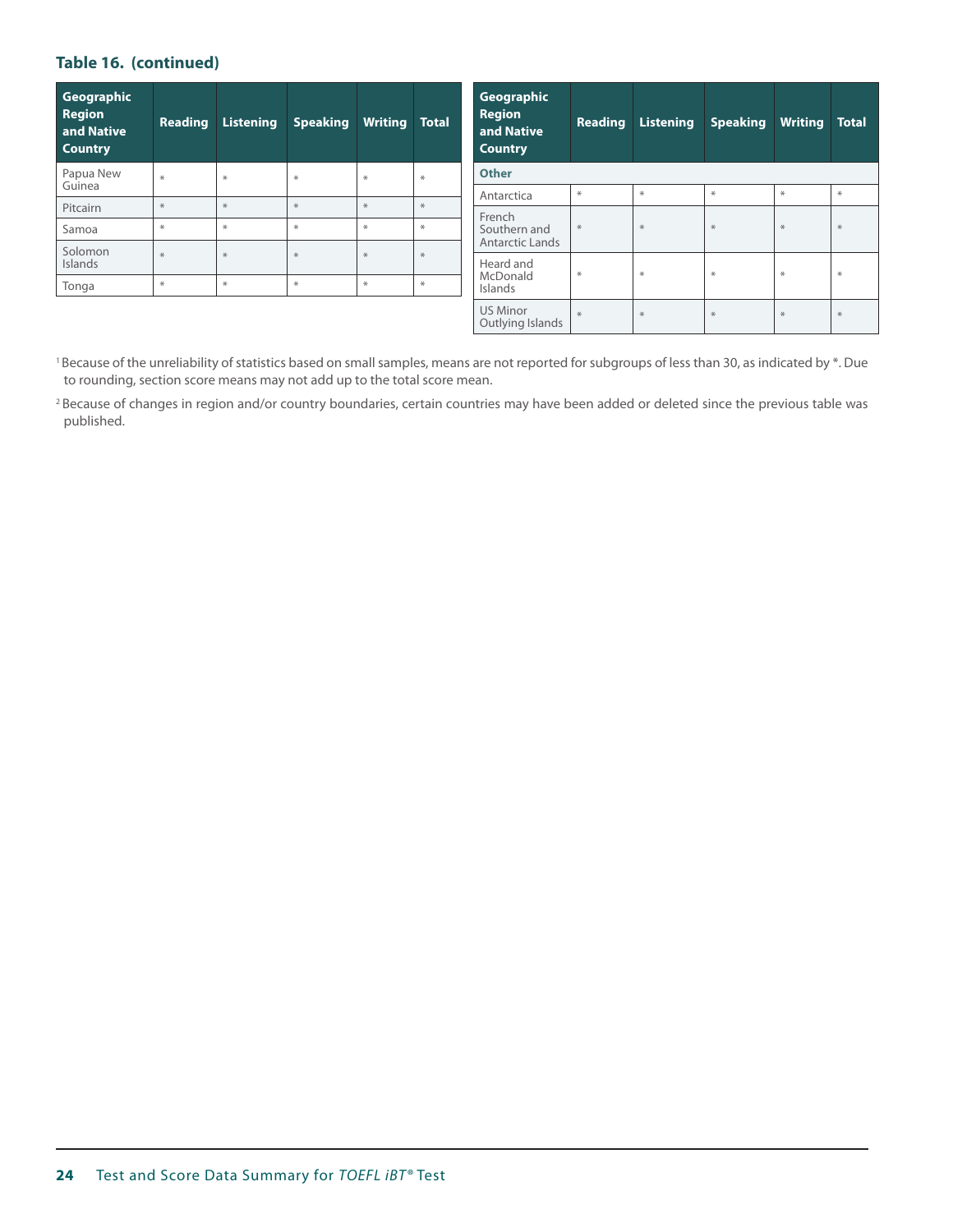**Table 16. (continued)**

| Geographic Region and Native Country | Reading | Listening | Speaking | Writing | Total |
|---|---|---|---|---|---|
| Papua New Guinea | * | * | * | * | * |
| Pitcairn | * | * | * | * | * |
| Samoa | * | * | * | * | * |
| Solomon Islands | * | * | * | * | * |
| Tonga | * | * | * | * | * |
| **Other** | | | | | |
| Antarctica | * | * | * | * | * |
| French Southern and Antarctic Lands | * | * | * | * | * |
| Heard and McDonald Islands | * | * | * | * | * |
| US Minor Outlying Islands | * | * | * | * | * |

[1] Because of the unreliability of statistics based on small samples, means are not reported for subgroups of less than 30, as indicated by *. Due to rounding, section score means may not add up to the total score mean.

[2] Because of changes in region and/or country boundaries, certain countries may have been added or deleted since the previous table was published.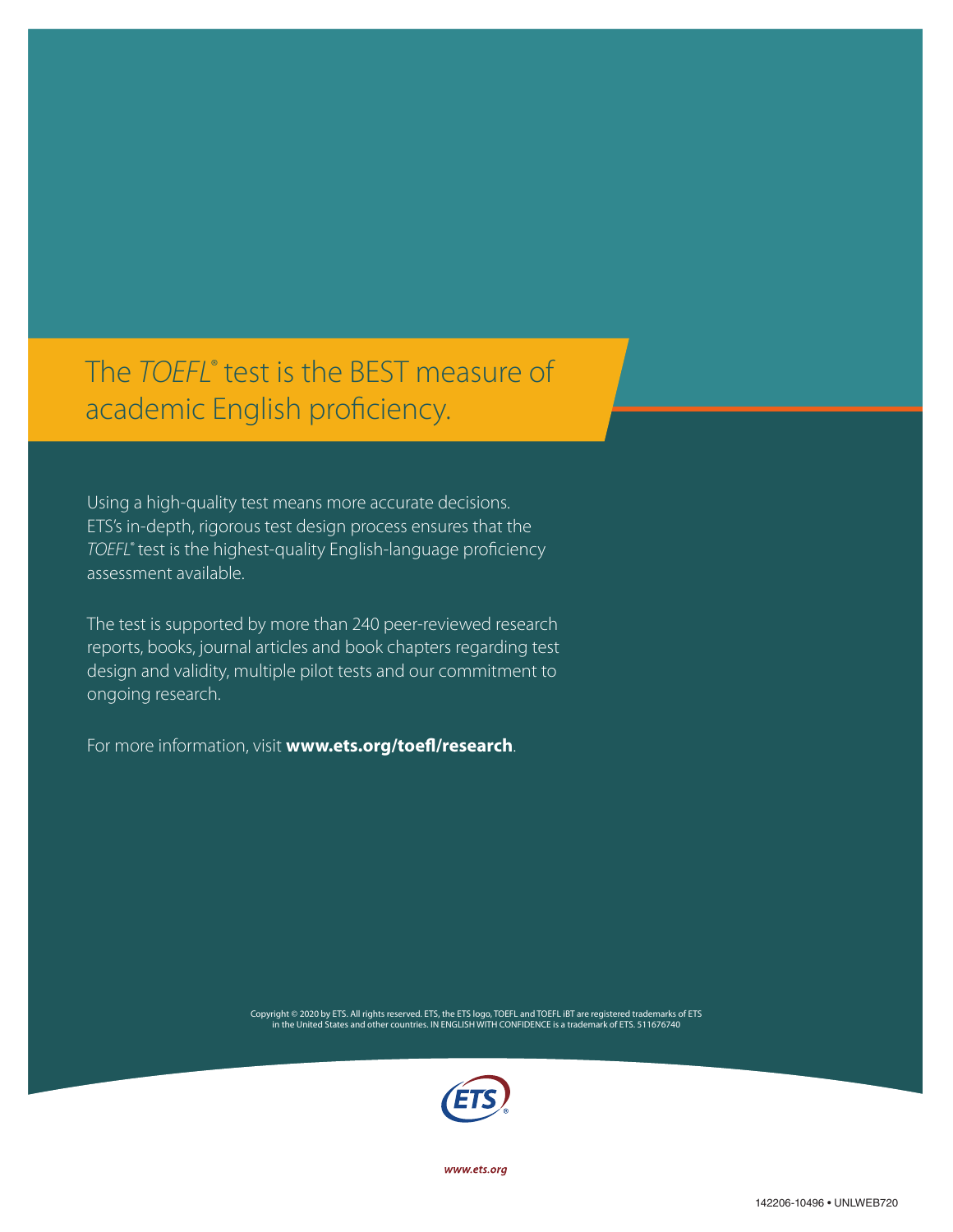## The *TOEFL*® test is the BEST measure of academic English proficiency.

Using a high-quality test means more accurate decisions. ETS's in-depth, rigorous test design process ensures that the *TOEFL*® test is the highest-quality English-language proficiency assessment available.

The test is supported by more than 240 peer-reviewed research reports, books, journal articles and book chapters regarding test design and validity, multiple pilot tests and our commitment to ongoing research.

For more information, visit **www.ets.org/toefl/research**.

Copyright © 2020 by ETS. All rights reserved. ETS, the ETS logo, TOEFL and TOEFL iBT are registered trademarks of ETS in the United States and other countries. IN ENGLISH WITH CONFIDENCE is a trademark of ETS. 511676740

ETS®

*www.ets.org*

142206-10496 • UNLWEB720